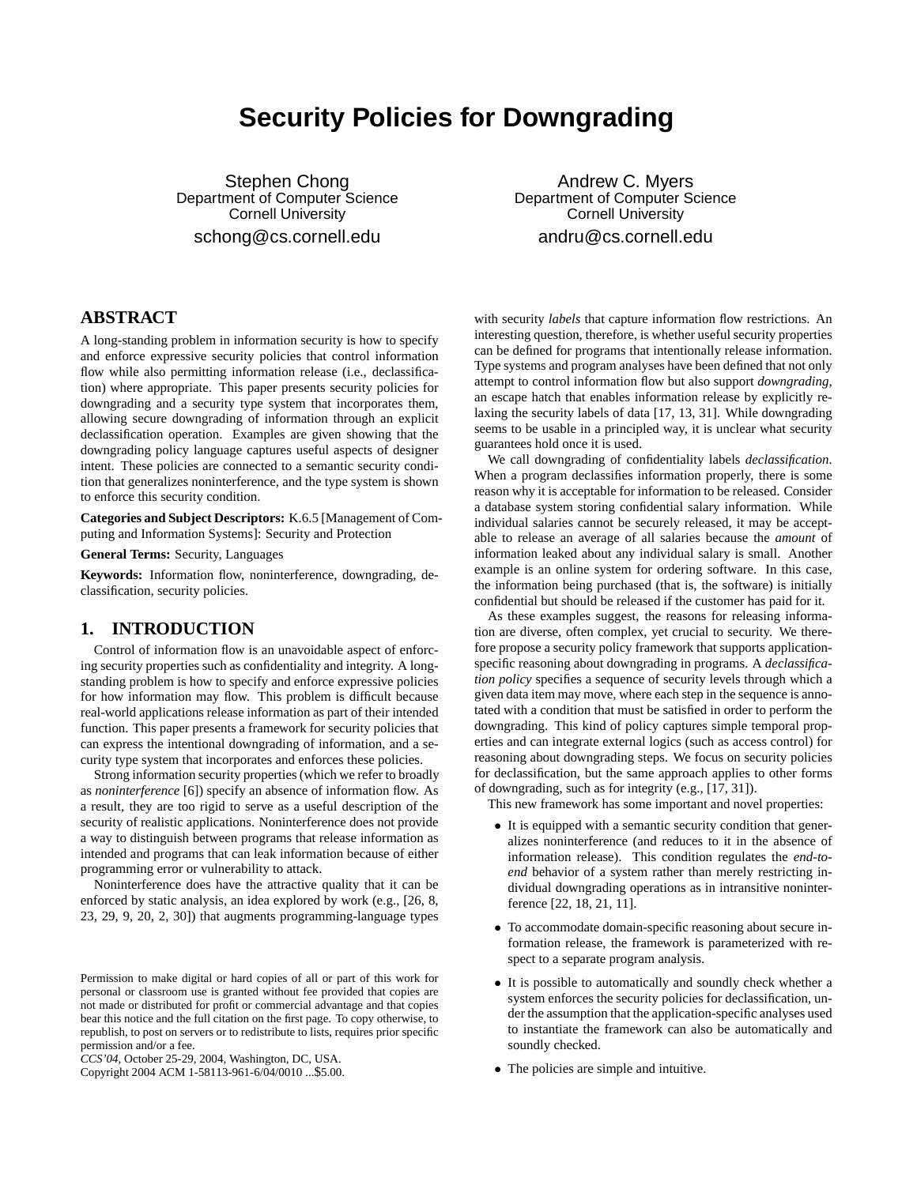# Security Policies for Downgrading

Stephen Chong
Department of Computer Science
Cornell University
schong@cs.cornell.edu

Andrew C. Myers
Department of Computer Science
Cornell University
andru@cs.cornell.edu

## ABSTRACT

A long-standing problem in information security is how to specify and enforce expressive security policies that control information flow while also permitting information release (i.e., declassification) where appropriate. This paper presents security policies for downgrading and a security type system that incorporates them, allowing secure downgrading of information through an explicit declassification operation. Examples are given showing that the downgrading policy language captures useful aspects of designer intent. These policies are connected to a semantic security condition that generalizes noninterference, and the type system is shown to enforce this security condition.

**Categories and Subject Descriptors:** K.6.5 [Management of Computing and Information Systems]: Security and Protection

**General Terms:** Security, Languages

**Keywords:** Information flow, noninterference, downgrading, declassification, security policies.

## 1. INTRODUCTION

Control of information flow is an unavoidable aspect of enforcing security properties such as confidentiality and integrity. A long-standing problem is how to specify and enforce expressive policies for how information may flow. This problem is difficult because real-world applications release information as part of their intended function. This paper presents a framework for security policies that can express the intentional downgrading of information, and a security type system that incorporates and enforces these policies.

Strong information security properties (which we refer to broadly as *noninterference* [6]) specify an absence of information flow. As a result, they are too rigid to serve as a useful description of the security of realistic applications. Noninterference does not provide a way to distinguish between programs that release information as intended and programs that can leak information because of either programming error or vulnerability to attack.

Noninterference does have the attractive quality that it can be enforced by static analysis, an idea explored by work (e.g., [26, 8, 23, 29, 9, 20, 2, 30]) that augments programming-language types with security *labels* that capture information flow restrictions. An interesting question, therefore, is whether useful security properties can be defined for programs that intentionally release information. Type systems and program analyses have been defined that not only attempt to control information flow but also support *downgrading*, an escape hatch that enables information release by explicitly relaxing the security labels of data [17, 13, 31]. While downgrading seems to be usable in a principled way, it is unclear what security guarantees hold once it is used.

We call downgrading of confidentiality labels *declassification*. When a program declassifies information properly, there is some reason why it is acceptable for information to be released. Consider a database system storing confidential salary information. While individual salaries cannot be securely released, it may be acceptable to release an average of all salaries because the *amount* of information leaked about any individual salary is small. Another example is an online system for ordering software. In this case, the information being purchased (that is, the software) is initially confidential but should be released if the customer has paid for it.

As these examples suggest, the reasons for releasing information are diverse, often complex, yet crucial to security. We therefore propose a security policy framework that supports application-specific reasoning about downgrading in programs. A *declassification policy* specifies a sequence of security levels through which a given data item may move, where each step in the sequence is annotated with a condition that must be satisfied in order to perform the downgrading. This kind of policy captures simple temporal properties and can integrate external logics (such as access control) for reasoning about downgrading steps. We focus on security policies for declassification, but the same approach applies to other forms of downgrading, such as for integrity (e.g., [17, 31]).

This new framework has some important and novel properties:

- It is equipped with a semantic security condition that generalizes noninterference (and reduces to it in the absence of information release). This condition regulates the *end-to-end* behavior of a system rather than merely restricting individual downgrading operations as in intransitive noninterference [22, 18, 21, 11].
- To accommodate domain-specific reasoning about secure information release, the framework is parameterized with respect to a separate program analysis.
- It is possible to automatically and soundly check whether a system enforces the security policies for declassification, under the assumption that the application-specific analyses used to instantiate the framework can also be automatically and soundly checked.
- The policies are simple and intuitive.

Permission to make digital or hard copies of all or part of this work for personal or classroom use is granted without fee provided that copies are not made or distributed for profit or commercial advantage and that copies bear this notice and the full citation on the first page. To copy otherwise, to republish, to post on servers or to redistribute to lists, requires prior specific permission and/or a fee.
*CCS'04*, October 25-29, 2004, Washington, DC, USA.
Copyright 2004 ACM 1-58113-961-6/04/0010 ...$5.00.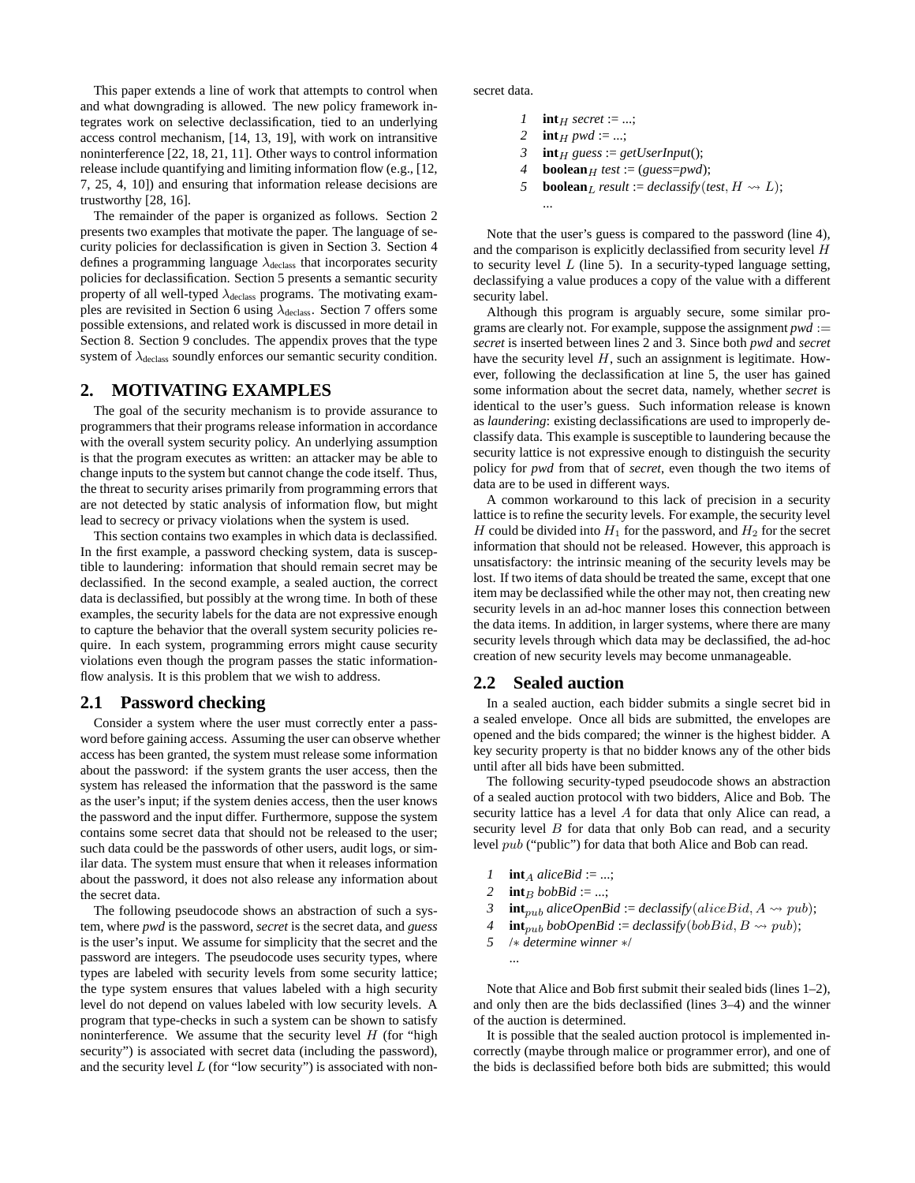This paper extends a line of work that attempts to control when and what downgrading is allowed. The new policy framework integrates work on selective declassification, tied to an underlying access control mechanism, [14, 13, 19], with work on intransitive noninterference [22, 18, 21, 11]. Other ways to control information release include quantifying and limiting information flow (e.g., [12, 7, 25, 4, 10]) and ensuring that information release decisions are trustworthy [28, 16].

The remainder of the paper is organized as follows. Section 2 presents two examples that motivate the paper. The language of security policies for declassification is given in Section 3. Section 4 defines a programming language $\lambda_{\text{declass}}$ that incorporates security policies for declassification. Section 5 presents a semantic security property of all well-typed $\lambda_{\text{declass}}$ programs. The motivating examples are revisited in Section 6 using $\lambda_{\text{declass}}$. Section 7 offers some possible extensions, and related work is discussed in more detail in Section 8. Section 9 concludes. The appendix proves that the type system of $\lambda_{\text{declass}}$ soundly enforces our semantic security condition.

## 2. MOTIVATING EXAMPLES

The goal of the security mechanism is to provide assurance to programmers that their programs release information in accordance with the overall system security policy. An underlying assumption is that the program executes as written: an attacker may be able to change inputs to the system but cannot change the code itself. Thus, the threat to security arises primarily from programming errors that are not detected by static analysis of information flow, but might lead to secrecy or privacy violations when the system is used.

This section contains two examples in which data is declassified. In the first example, a password checking system, data is susceptible to laundering: information that should remain secret may be declassified. In the second example, a sealed auction, the correct data is declassified, but possibly at the wrong time. In both of these examples, the security labels for the data are not expressive enough to capture the behavior that the overall system security policies require. In each system, programming errors might cause security violations even though the program passes the static information-flow analysis. It is this problem that we wish to address.

### 2.1 Password checking

Consider a system where the user must correctly enter a password before gaining access. Assuming the user can observe whether access has been granted, the system must release some information about the password: if the system grants the user access, then the system has released the information that the password is the same as the user's input; if the system denies access, then the user knows the password and the input differ. Furthermore, suppose the system contains some secret data that should not be released to the user; such data could be the passwords of other users, audit logs, or similar data. The system must ensure that when it releases information about the password, it does not also release any information about the secret data.

The following pseudocode shows an abstraction of such a system, where *pwd* is the password, *secret* is the secret data, and *guess* is the user's input. We assume for simplicity that the secret and the password are integers. The pseudocode uses security types, where types are labeled with security levels from some security lattice; the type system ensures that values labeled with a high security level do not depend on values labeled with low security levels. A program that type-checks in such a system can be shown to satisfy noninterference. We assume that the security level $H$ (for "high security") is associated with secret data (including the password), and the security level $L$ (for "low security") is associated with non-secret data.

1. $\textbf{int}_H$ *secret* := ...;
2. $\textbf{int}_H$ *pwd* := ...;
3. $\textbf{int}_H$ *guess* := *getUserInput*();
4. $\textbf{boolean}_H$ *test* := (*guess*=*pwd*);
5. $\textbf{boolean}_L$ *result* := *declassify*$(test, H \rightsquigarrow L)$;

...

Note that the user's guess is compared to the password (line 4), and the comparison is explicitly declassified from security level $H$ to security level $L$ (line 5). In a security-typed language setting, declassifying a value produces a copy of the value with a different security label.

Although this program is arguably secure, some similar programs are clearly not. For example, suppose the assignment *pwd* := *secret* is inserted between lines 2 and 3. Since both *pwd* and *secret* have the security level $H$, such an assignment is legitimate. However, following the declassification at line 5, the user has gained some information about the secret data, namely, whether *secret* is identical to the user's guess. Such information release is known as *laundering*: existing declassifications are used to improperly declassify data. This example is susceptible to laundering because the security lattice is not expressive enough to distinguish the security policy for *pwd* from that of *secret*, even though the two items of data are to be used in different ways.

A common workaround to this lack of precision in a security lattice is to refine the security levels. For example, the security level $H$ could be divided into $H_1$ for the password, and $H_2$ for the secret information that should not be released. However, this approach is unsatisfactory: the intrinsic meaning of the security levels may be lost. If two items of data should be treated the same, except that one item may be declassified while the other may not, then creating new security levels in an ad-hoc manner loses this connection between the data items. In addition, in larger systems, where there are many security levels through which data may be declassified, the ad-hoc creation of new security levels may become unmanageable.

### 2.2 Sealed auction

In a sealed auction, each bidder submits a single secret bid in a sealed envelope. Once all bids are submitted, the envelopes are opened and the bids compared; the winner is the highest bidder. A key security property is that no bidder knows any of the other bids until after all bids have been submitted.

The following security-typed pseudocode shows an abstraction of a sealed auction protocol with two bidders, Alice and Bob. The security lattice has a level $A$ for data that only Alice can read, a security level $B$ for data that only Bob can read, and a security level $pub$ ("public") for data that both Alice and Bob can read.

1. $\textbf{int}_A$ *aliceBid* := ...;
2. $\textbf{int}_B$ *bobBid* := ...;
3. $\textbf{int}_{pub}$ *aliceOpenBid* := *declassify*$(aliceBid, A \rightsquigarrow pub)$;
4. $\textbf{int}_{pub}$ *bobOpenBid* := *declassify*$(bobBid, B \rightsquigarrow pub)$;
5. /∗ *determine winner* ∗/

...

Note that Alice and Bob first submit their sealed bids (lines 1–2), and only then are the bids declassified (lines 3–4) and the winner of the auction is determined.

It is possible that the sealed auction protocol is implemented incorrectly (maybe through malice or programmer error), and one of the bids is declassified before both bids are submitted; this would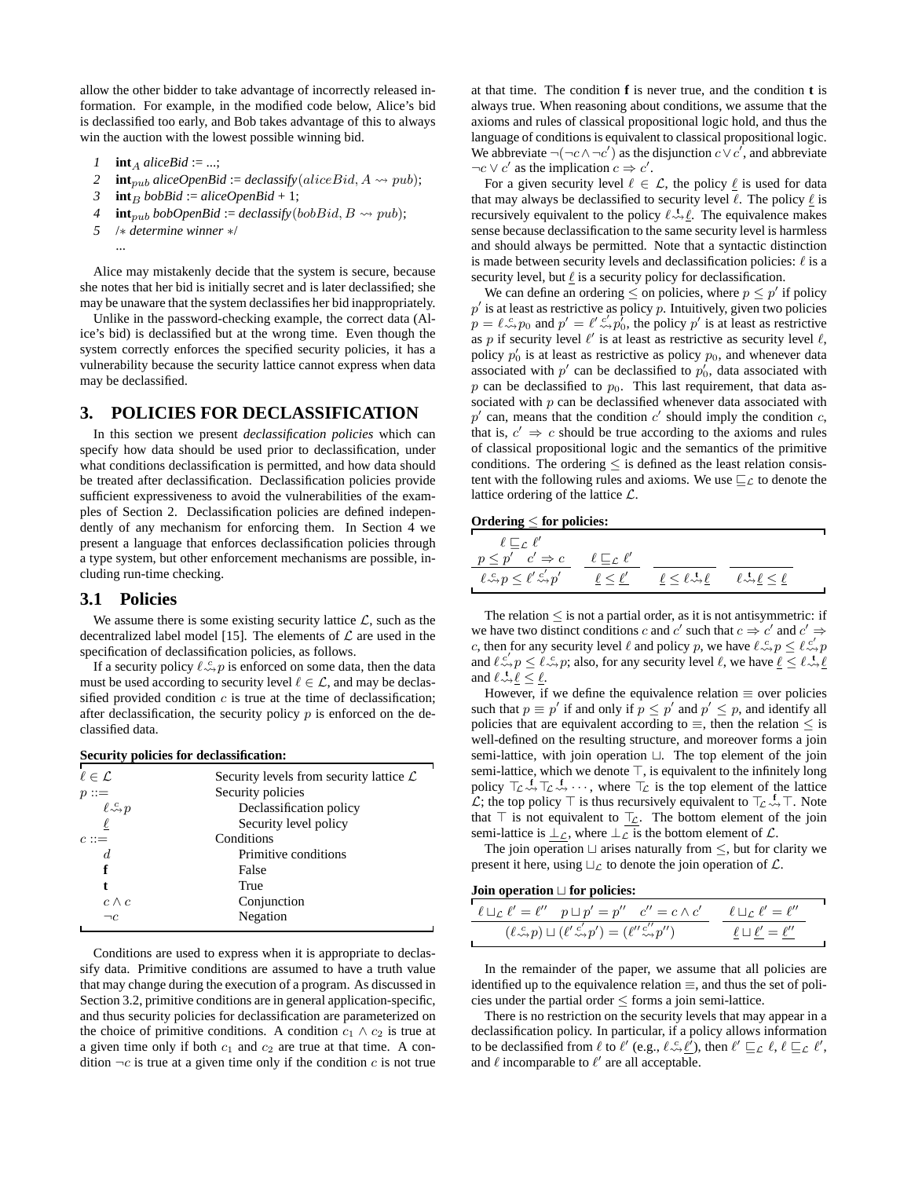allow the other bidder to take advantage of incorrectly released information. For example, in the modified code below, Alice's bid is declassified too early, and Bob takes advantage of this to always win the auction with the lowest possible winning bid.

```
1  int_A aliceBid := ...;
2  int_pub aliceOpenBid := declassify(aliceBid, A ⇝ pub);
3  int_B bobBid := aliceOpenBid + 1;
4  int_pub bobOpenBid := declassify(bobBid, B ⇝ pub);
5  /* determine winner */
   ...
```

Alice may mistakenly decide that the system is secure, because she notes that her bid is initially secret and is later declassified; she may be unaware that the system declassifies her bid inappropriately.

Unlike in the password-checking example, the correct data (Alice's bid) is declassified but at the wrong time. Even though the system correctly enforces the specified security policies, it has a vulnerability because the security lattice cannot express when data may be declassified.

## 3. POLICIES FOR DECLASSIFICATION

In this section we present *declassification policies* which can specify how data should be used prior to declassification, under what conditions declassification is permitted, and how data should be treated after declassification. Declassification policies provide sufficient expressiveness to avoid the vulnerabilities of the examples of Section 2. Declassification policies are defined independently of any mechanism for enforcing them. In Section 4 we present a language that enforces declassification policies through a type system, but other enforcement mechanisms are possible, including run-time checking.

### 3.1 Policies

We assume there is some existing security lattice $\mathcal{L}$, such as the decentralized label model [15]. The elements of $\mathcal{L}$ are used in the specification of declassification policies, as follows.

If a security policy $\ell \overset{c}{\rightsquigarrow} p$ is enforced on some data, then the data must be used according to security level $\ell \in \mathcal{L}$, and may be declassified provided condition $c$ is true at the time of declassification; after declassification, the security policy $p$ is enforced on the declassified data.

**Security policies for declassification:**

| | |
|---|---|
| $\ell \in \mathcal{L}$ | Security levels from security lattice $\mathcal{L}$ |
| $p ::=$ | Security policies |
| $\quad \ell \overset{c}{\rightsquigarrow} p$ | Declassification policy |
| $\quad \underline{\ell}$ | Security level policy |
| $c ::=$ | Conditions |
| $\quad d$ | Primitive conditions |
| $\quad \mathbf{f}$ | False |
| $\quad \mathbf{t}$ | True |
| $\quad c \wedge c$ | Conjunction |
| $\quad \neg c$ | Negation |

Conditions are used to express when it is appropriate to declassify data. Primitive conditions are assumed to have a truth value that may change during the execution of a program. As discussed in Section 3.2, primitive conditions are in general application-specific, and thus security policies for declassification are parameterized on the choice of primitive conditions. A condition $c_1 \wedge c_2$ is true at a given time only if both $c_1$ and $c_2$ are true at that time. A condition $\neg c$ is true at a given time only if the condition $c$ is not true at that time. The condition **f** is never true, and the condition **t** is always true. When reasoning about conditions, we assume that the axioms and rules of classical propositional logic hold, and thus the language of conditions is equivalent to classical propositional logic. We abbreviate $\neg(\neg c \wedge \neg c')$ as the disjunction $c \vee c'$, and abbreviate $\neg c \vee c'$ as the implication $c \Rightarrow c'$.

For a given security level $\ell \in \mathcal{L}$, the policy $\underline{\ell}$ is used for data that may always be declassified to security level $\ell$. The policy $\underline{\ell}$ is recursively equivalent to the policy $\ell \overset{\mathbf{t}}{\rightsquigarrow} \underline{\ell}$. The equivalence makes sense because declassification to the same security level is harmless and should always be permitted. Note that a syntactic distinction is made between security levels and declassification policies: $\ell$ is a security level, but $\underline{\ell}$ is a security policy for declassification.

We can define an ordering $\leq$ on policies, where $p \leq p'$ if policy $p'$ is at least as restrictive as policy $p$. Intuitively, given two policies $p = \ell \overset{c}{\rightsquigarrow} p_0$ and $p' = \ell' \overset{c'}{\rightsquigarrow} p_0'$, the policy $p'$ is at least as restrictive as $p$ if security level $\ell'$ is at least as restrictive as security level $\ell$, policy $p_0'$ is at least as restrictive as policy $p_0$, and whenever data associated with $p'$ can be declassified to $p_0'$, data associated with $p$ can be declassified to $p_0$. This last requirement, that data associated with $p$ can be declassified whenever data associated with $p'$ can, means that the condition $c'$ should imply the condition $c$, that is, $c' \Rightarrow c$ should be true according to the axioms and rules of classical propositional logic and the semantics of the primitive conditions. The ordering $\leq$ is defined as the least relation consistent with the following rules and axioms. We use $\sqsubseteq_{\mathcal{L}}$ to denote the lattice ordering of the lattice $\mathcal{L}$.

**Ordering $\leq$ for policies:**

$$\frac{\ell \sqsubseteq_{\mathcal{L}} \ell' \quad p \leq p' \quad c' \Rightarrow c}{\ell \overset{c}{\rightsquigarrow} p \leq \ell' \overset{c'}{\rightsquigarrow} p'} \qquad \frac{\ell \sqsubseteq_{\mathcal{L}} \ell'}{\underline{\ell} \leq \underline{\ell'}} \qquad \frac{}{\underline{\ell} \leq \ell \overset{\mathbf{t}}{\rightsquigarrow} \underline{\ell}} \qquad \frac{}{\ell \overset{\mathbf{t}}{\rightsquigarrow} \underline{\ell} \leq \underline{\ell}}$$

The relation $\leq$ is not a partial order, as it is not antisymmetric: if we have two distinct conditions $c$ and $c'$ such that $c \Rightarrow c'$ and $c' \Rightarrow c$, then for any security level $\ell$ and policy $p$, we have $\ell \overset{c}{\rightsquigarrow} p \leq \ell \overset{c'}{\rightsquigarrow} p$ and $\ell \overset{c'}{\rightsquigarrow} p \leq \ell \overset{c}{\rightsquigarrow} p$; also, for any security level $\ell$, we have $\underline{\ell} \leq \ell \overset{\mathbf{t}}{\rightsquigarrow} \underline{\ell}$ and $\ell \overset{\mathbf{t}}{\rightsquigarrow} \underline{\ell} \leq \underline{\ell}$.

However, if we define the equivalence relation $\equiv$ over policies such that $p \equiv p'$ if and only if $p \leq p'$ and $p' \leq p$, and identify all policies that are equivalent according to $\equiv$, then the relation $\leq$ is well-defined on the resulting structure, and moreover forms a join semi-lattice, with join operation $\sqcup$. The top element of the join semi-lattice, which we denote $\top$, is equivalent to the infinitely long policy $\top_{\mathcal{L}} \overset{\mathbf{f}}{\rightsquigarrow} \top_{\mathcal{L}} \overset{\mathbf{f}}{\rightsquigarrow} \cdots$, where $\top_{\mathcal{L}}$ is the top element of the lattice $\mathcal{L}$; the top policy $\top$ is thus recursively equivalent to $\top_{\mathcal{L}} \overset{\mathbf{f}}{\rightsquigarrow} \top$. Note that $\top$ is not equivalent to $\underline{\top_{\mathcal{L}}}$. The bottom element of the join semi-lattice is $\underline{\bot_{\mathcal{L}}}$, where $\bot_{\mathcal{L}}$ is the bottom element of $\mathcal{L}$.

The join operation $\sqcup$ arises naturally from $\leq$, but for clarity we present it here, using $\sqcup_{\mathcal{L}}$ to denote the join operation of $\mathcal{L}$.

**Join operation $\sqcup$ for policies:**

$$\frac{\ell \sqcup_{\mathcal{L}} \ell' = \ell'' \quad p \sqcup p' = p'' \quad c'' = c \wedge c'}{(\ell \overset{c}{\rightsquigarrow} p) \sqcup (\ell' \overset{c'}{\rightsquigarrow} p') = (\ell'' \overset{c''}{\rightsquigarrow} p'')} \qquad \frac{\ell \sqcup_{\mathcal{L}} \ell' = \ell''}{\underline{\ell} \sqcup \underline{\ell'} = \underline{\ell''}}$$

In the remainder of the paper, we assume that all policies are identified up to the equivalence relation $\equiv$, and thus the set of policies under the partial order $\leq$ forms a join semi-lattice.

There is no restriction on the security levels that may appear in a declassification policy. In particular, if a policy allows information to be declassified from $\ell$ to $\ell'$ (e.g., $\ell \overset{c}{\rightsquigarrow} \underline{\ell'}$), then $\ell' \sqsubseteq_{\mathcal{L}} \ell$, $\ell \sqsubseteq_{\mathcal{L}} \ell'$, and $\ell$ incomparable to $\ell'$ are all acceptable.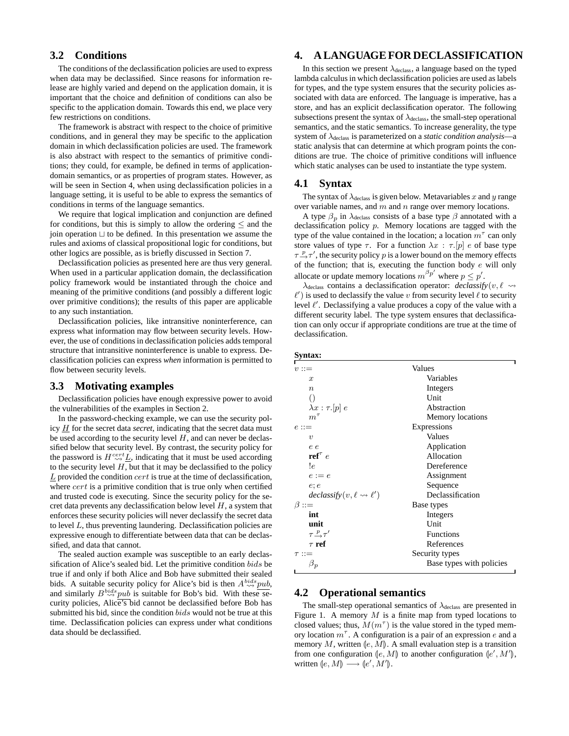### 3.2 Conditions

The conditions of the declassification policies are used to express when data may be declassified. Since reasons for information release are highly varied and depend on the application domain, it is important that the choice and definition of conditions can also be specific to the application domain. Towards this end, we place very few restrictions on conditions.

The framework is abstract with respect to the choice of primitive conditions, and in general they may be specific to the application domain in which declassification policies are used. The framework is also abstract with respect to the semantics of primitive conditions; they could, for example, be defined in terms of application-domain semantics, or as properties of program states. However, as will be seen in Section 4, when using declassification policies in a language setting, it is useful to be able to express the semantics of conditions in terms of the language semantics.

We require that logical implication and conjunction are defined for conditions, but this is simply to allow the ordering $\leq$ and the join operation $\sqcup$ to be defined. In this presentation we assume the rules and axioms of classical propositional logic for conditions, but other logics are possible, as is briefly discussed in Section 7.

Declassification policies as presented here are thus very general. When used in a particular application domain, the declassification policy framework would be instantiated through the choice and meaning of the primitive conditions (and possibly a different logic over primitive conditions); the results of this paper are applicable to any such instantiation.

Declassification policies, like intransitive noninterference, can express what information may flow between security levels. However, the use of conditions in declassification policies adds temporal structure that intransitive noninterference is unable to express. Declassification policies can express *when* information is permitted to flow between security levels.

### 3.3 Motivating examples

Declassification policies have enough expressive power to avoid the vulnerabilities of the examples in Section 2.

In the password-checking example, we can use the security policy $\underline{H}$ for the secret data *secret*, indicating that the secret data must be used according to the security level $H$, and can never be declassified below that security level. By contrast, the security policy for the password is $H \overset{cert}{\rightsquigarrow} \underline{L}$, indicating that it must be used according to the security level $H$, but that it may be declassified to the policy $\underline{L}$ provided the condition $cert$ is true at the time of declassification, where $cert$ is a primitive condition that is true only when certified and trusted code is executing. Since the security policy for the secret data prevents any declassification below level $H$, a system that enforces these security policies will never declassify the secret data to level $L$, thus preventing laundering. Declassification policies are expressive enough to differentiate between data that can be declassified, and data that cannot.

The sealed auction example was susceptible to an early declassification of Alice's sealed bid. Let the primitive condition $bids$ be true if and only if both Alice and Bob have submitted their sealed bids. A suitable security policy for Alice's bid is then $A \overset{bids}{\rightsquigarrow} \underline{pub}$, and similarly $B \overset{bids}{\rightsquigarrow} \underline{pub}$ is suitable for Bob's bid. With these security policies, Alice's bid cannot be declassified before Bob has submitted his bid, since the condition $bids$ would not be true at this time. Declassification policies can express under what conditions data should be declassified.

## 4. A LANGUAGE FOR DECLASSIFICATION

In this section we present $\lambda_{\text{declass}}$, a language based on the typed lambda calculus in which declassification policies are used as labels for types, and the type system ensures that the security policies associated with data are enforced. The language is imperative, has a store, and has an explicit declassification operator. The following subsections present the syntax of $\lambda_{\text{declass}}$, the small-step operational semantics, and the static semantics. To increase generality, the type system of $\lambda_{\text{declass}}$ is parameterized on a *static condition analysis*—a static analysis that can determine at which program points the conditions are true. The choice of primitive conditions will influence which static analyses can be used to instantiate the type system.

### 4.1 Syntax

The syntax of $\lambda_{\text{declass}}$ is given below. Metavariables $x$ and $y$ range over variable names, and $m$ and $n$ range over memory locations.

A type $\beta_p$ in $\lambda_{\text{declass}}$ consists of a base type $\beta$ annotated with a declassification policy $p$. Memory locations are tagged with the type of the value contained in the location; a location $m^\tau$ can only store values of type $\tau$. For a function $\lambda x : \tau.[p]\ e$ of base type $\tau \xrightarrow{p} \tau'$, the security policy $p$ is a lower bound on the memory effects of the function; that is, executing the function body $e$ will only allocate or update memory locations $m^{\beta_{p'}}$ where $p \leq p'$.

$\lambda_{\text{declass}}$ contains a declassification operator: *declassify*$(v, \ell \rightsquigarrow \ell')$ is used to declassify the value $v$ from security level $\ell$ to security level $\ell'$. Declassifying a value produces a copy of the value with a different security label. The type system ensures that declassification can only occur if appropriate conditions are true at the time of declassification.

**Syntax:**

| | |
|---|---|
| $v ::=$ | Values |
| $x$ | Variables |
| $n$ | Integers |
| $()$ | Unit |
| $\lambda x : \tau.[p]\ e$ | Abstraction |
| $m^\tau$ | Memory locations |
| $e ::=$ | Expressions |
| $v$ | Values |
| $e\ e$ | Application |
| $\mathbf{ref}^\tau\ e$ | Allocation |
| $!e$ | Dereference |
| $e := e$ | Assignment |
| $e; e$ | Sequence |
| *declassify*$(v, \ell \rightsquigarrow \ell')$ | Declassification |
| $\beta ::=$ | Base types |
| **int** | Integers |
| **unit** | Unit |
| $\tau \xrightarrow{p} \tau'$ | Functions |
| $\tau$ **ref** | References |
| $\tau ::=$ | Security types |
| $\beta_p$ | Base types with policies |

### 4.2 Operational semantics

The small-step operational semantics of $\lambda_{\text{declass}}$ are presented in Figure 1. A memory $M$ is a finite map from typed locations to closed values; thus, $M(m^\tau)$ is the value stored in the typed memory location $m^\tau$. A configuration is a pair of an expression $e$ and a memory $M$, written $(\!|e, M|\!)$. A small evaluation step is a transition from one configuration $(\!|e, M|\!)$ to another configuration $(\!|e', M'|\!)$, written $(\!|e, M|\!) \longrightarrow (\!|e', M'|\!)$.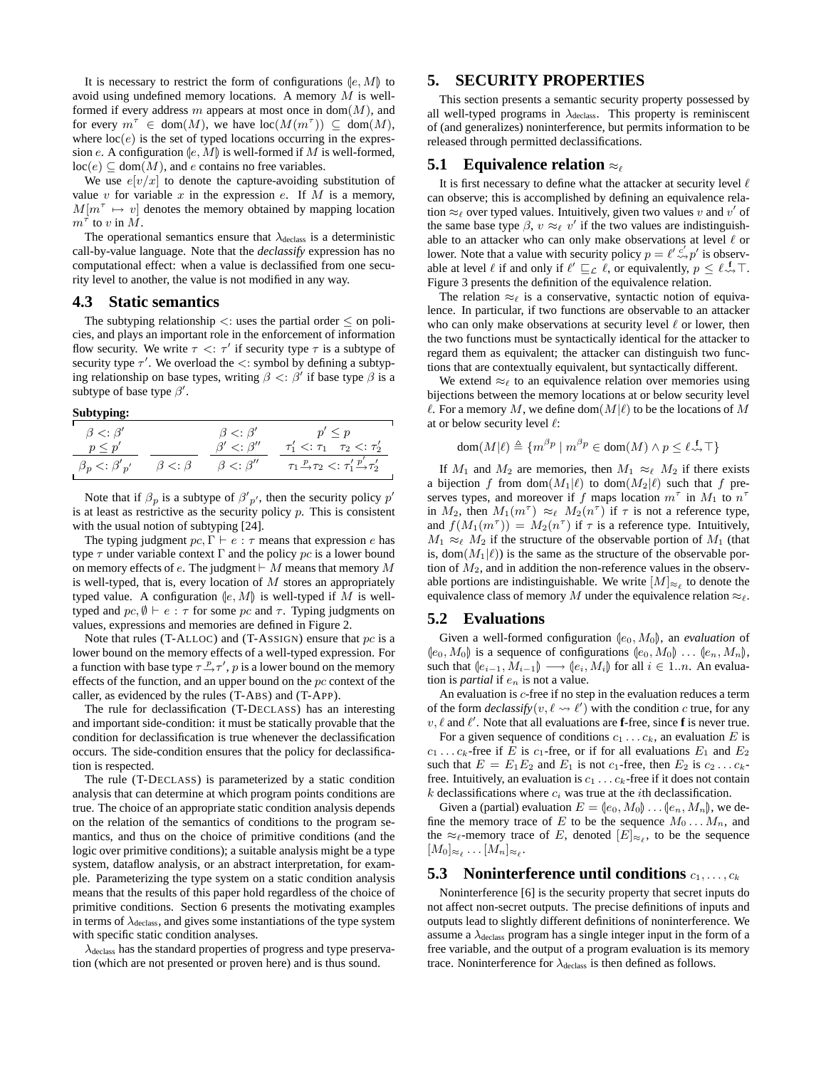It is necessary to restrict the form of configurations $(\!| e, M |\!)$ to avoid using undefined memory locations. A memory $M$ is well-formed if every address $m$ appears at most once in $\mathrm{dom}(M)$, and for every $m^\tau \in \mathrm{dom}(M)$, we have $\mathrm{loc}(M(m^\tau)) \subseteq \mathrm{dom}(M)$, where $\mathrm{loc}(e)$ is the set of typed locations occurring in the expression $e$. A configuration $(\!| e, M |\!)$ is well-formed if $M$ is well-formed, $\mathrm{loc}(e) \subseteq \mathrm{dom}(M)$, and $e$ contains no free variables.

We use $e[v/x]$ to denote the capture-avoiding substitution of value $v$ for variable $x$ in the expression $e$. If $M$ is a memory, $M[m^\tau \mapsto v]$ denotes the memory obtained by mapping location $m^\tau$ to $v$ in $M$.

The operational semantics ensure that $\lambda_{\text{declass}}$ is a deterministic call-by-value language. Note that the *declassify* expression has no computational effect: when a value is declassified from one security level to another, the value is not modified in any way.

### 4.3 Static semantics

The subtyping relationship $<:$ uses the partial order $\leq$ on policies, and plays an important role in the enforcement of information flow security. We write $\tau <: \tau'$ if security type $\tau$ is a subtype of security type $\tau'$. We overload the $<:$ symbol by defining a subtyping relationship on base types, writing $\beta <: \beta'$ if base type $\beta$ is a subtype of base type $\beta'$.

**Subtyping:**

$$\frac{\beta <: \beta' \quad p \leq p'}{\beta_p <: \beta'_{p'}} \qquad \frac{}{\beta <: \beta} \qquad \frac{\beta <: \beta' \quad \beta' <: \beta''}{\beta <: \beta''} \qquad \frac{p' \leq p \quad \tau_1' <: \tau_1 \quad \tau_2 <: \tau_2'}{\tau_1 \xrightarrow{p} \tau_2 <: \tau_1' \xrightarrow{p'} \tau_2'}$$

Note that if $\beta_p$ is a subtype of $\beta'_{p'}$, then the security policy $p'$ is at least as restrictive as the security policy $p$. This is consistent with the usual notion of subtyping [24].

The typing judgment $pc, \Gamma \vdash e : \tau$ means that expression $e$ has type $\tau$ under variable context $\Gamma$ and the policy $pc$ is a lower bound on memory effects of $e$. The judgment $\vdash M$ means that memory $M$ is well-typed, that is, every location of $M$ stores an appropriately typed value. A configuration $(\!| e, M |\!)$ is well-typed if $M$ is well-typed and $pc, \emptyset \vdash e : \tau$ for some $pc$ and $\tau$. Typing judgments on values, expressions and memories are defined in Figure 2.

Note that rules (T-ALLOC) and (T-ASSIGN) ensure that $pc$ is a lower bound on the memory effects of a well-typed expression. For a function with base type $\tau \xrightarrow{p} \tau'$, $p$ is a lower bound on the memory effects of the function, and an upper bound on the $pc$ context of the caller, as evidenced by the rules (T-ABS) and (T-APP).

The rule for declassification (T-DECLASS) has an interesting and important side-condition: it must be statically provable that the condition for declassification is true whenever the declassification occurs. The side-condition ensures that the policy for declassification is respected.

The rule (T-DECLASS) is parameterized by a static condition analysis that can determine at which program points conditions are true. The choice of an appropriate static condition analysis depends on the relation of the semantics of conditions to the program semantics, and thus on the choice of primitive conditions (and the logic over primitive conditions); a suitable analysis might be a type system, dataflow analysis, or an abstract interpretation, for example. Parameterizing the type system on a static condition analysis means that the results of this paper hold regardless of the choice of primitive conditions. Section 6 presents the motivating examples in terms of $\lambda_{\text{declass}}$, and gives some instantiations of the type system with specific static condition analyses.

$\lambda_{\text{declass}}$ has the standard properties of progress and type preservation (which are not presented or proven here) and is thus sound.

## 5. SECURITY PROPERTIES

This section presents a semantic security property possessed by all well-typed programs in $\lambda_{\text{declass}}$. This property is reminiscent of (and generalizes) noninterference, but permits information to be released through permitted declassifications.

### 5.1 Equivalence relation $\approx_\ell$

It is first necessary to define what the attacker at security level $\ell$ can observe; this is accomplished by defining an equivalence relation $\approx_\ell$ over typed values. Intuitively, given two values $v$ and $v'$ of the same base type $\beta$, $v \approx_\ell v'$ if the two values are indistinguishable to an attacker who can only make observations at level $\ell$ or lower. Note that a value with security policy $p = \ell' \overset{c}{\rightsquigarrow} p'$ is observable at level $\ell$ if and only if $\ell' \sqsubseteq_{\mathcal{L}} \ell$, or equivalently, $p \leq \ell \overset{\mathbf{f}}{\rightsquigarrow} \top$. Figure 3 presents the definition of the equivalence relation.

The relation $\approx_\ell$ is a conservative, syntactic notion of equivalence. In particular, if two functions are observable to an attacker who can only make observations at security level $\ell$ or lower, then the two functions must be syntactically identical for the attacker to regard them as equivalent; the attacker can distinguish two functions that are contextually equivalent, but syntactically different.

We extend $\approx_\ell$ to an equivalence relation over memories using bijections between the memory locations at or below security level $\ell$. For a memory $M$, we define $\mathrm{dom}(M|\ell)$ to be the locations of $M$ at or below security level $\ell$:

$$\mathrm{dom}(M|\ell) \triangleq \{m^{\beta p} \mid m^{\beta p} \in \mathrm{dom}(M) \wedge p \leq \ell \overset{\mathbf{f}}{\rightsquigarrow} \top\}$$

If $M_1$ and $M_2$ are memories, then $M_1 \approx_\ell M_2$ if there exists a bijection $f$ from $\mathrm{dom}(M_1|\ell)$ to $\mathrm{dom}(M_2|\ell)$ such that $f$ preserves types, and moreover if $f$ maps location $m^\tau$ in $M_1$ to $n^\tau$ in $M_2$, then $M_1(m^\tau) \approx_\ell M_2(n^\tau)$ if $\tau$ is not a reference type, and $f(M_1(m^\tau)) = M_2(n^\tau)$ if $\tau$ is a reference type. Intuitively, $M_1 \approx_\ell M_2$ if the structure of the observable portion of $M_1$ (that is, $\mathrm{dom}(M_1|\ell)$) is the same as the structure of the observable portion of $M_2$, and in addition the non-reference values in the observable portions are indistinguishable. We write $[M]_{\approx_\ell}$ to denote the equivalence class of memory $M$ under the equivalence relation $\approx_\ell$.

### 5.2 Evaluations

Given a well-formed configuration $(\!| e_0, M_0 |\!)$, an *evaluation* of $(\!| e_0, M_0 |\!)$ is a sequence of configurations $(\!| e_0, M_0 |\!) \ldots (\!| e_n, M_n |\!)$, such that $(\!| e_{i-1}, M_{i-1} |\!) \longrightarrow (\!| e_i, M_i |\!)$ for all $i \in 1..n$. An evaluation is *partial* if $e_n$ is not a value.

An evaluation is $c$-free if no step in the evaluation reduces a term of the form *declassify*$(v, \ell \rightsquigarrow \ell')$ with the condition $c$ true, for any $v, \ell$ and $\ell'$. Note that all evaluations are $\mathbf{f}$-free, since $\mathbf{f}$ is never true.

For a given sequence of conditions $c_1 \ldots c_k$, an evaluation $E$ is $c_1 \ldots c_k$-free if $E$ is $c_1$-free, or if for all evaluations $E_1$ and $E_2$ such that $E = E_1 E_2$ and $E_1$ is not $c_1$-free, then $E_2$ is $c_2 \ldots c_k$-free. Intuitively, an evaluation is $c_1 \ldots c_k$-free if it does not contain $k$ declassifications where $c_i$ was true at the $i$th declassification.

Given a (partial) evaluation $E = (\!| e_0, M_0 |\!) \ldots (\!| e_n, M_n |\!)$, we define the memory trace of $E$ to be the sequence $M_0 \ldots M_n$, and the $\approx_\ell$-memory trace of $E$, denoted $[E]_{\approx_\ell}$, to be the sequence $[M_0]_{\approx_\ell} \ldots [M_n]_{\approx_\ell}$.

### 5.3 Noninterference until conditions $c_1, \ldots, c_k$

Noninterference [6] is the security property that secret inputs do not affect non-secret outputs. The precise definitions of inputs and outputs lead to slightly different definitions of noninterference. We assume a $\lambda_{\text{declass}}$ program has a single integer input in the form of a free variable, and the output of a program evaluation is its memory trace. Noninterference for $\lambda_{\text{declass}}$ is then defined as follows.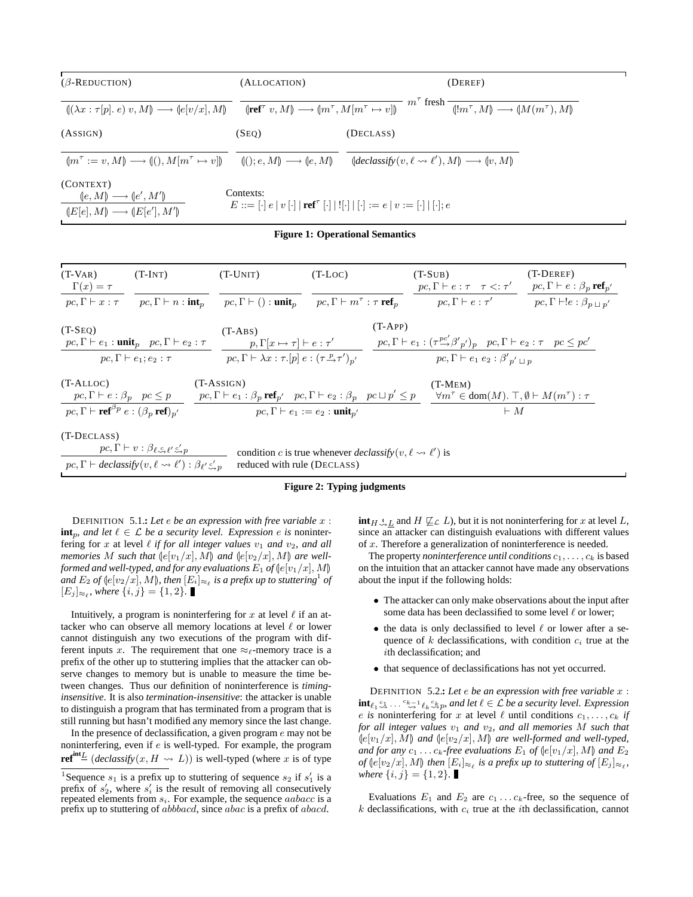(β-REDUCTION)

$$\frac{}{\langle\!|(\lambda x:\tau[p].\ e)\ v, M|\!\rangle \longrightarrow \langle\!|e[v/x], M|\!\rangle}$$

(ALLOCATION)

$$\frac{}{\langle\!|\mathbf{ref}^{\tau}\ v, M|\!\rangle \longrightarrow \langle\!|m^{\tau}, M[m^{\tau} \mapsto v]|\!\rangle}\ m^{\tau} \text{ fresh}$$

(DEREF)

$$\frac{}{\langle\!|!m^{\tau}, M|\!\rangle \longrightarrow \langle\!|M(m^{\tau}), M|\!\rangle}$$

(ASSIGN)

$$\frac{}{\langle\!|m^{\tau} := v, M|\!\rangle \longrightarrow \langle\!|(), M[m^{\tau} \mapsto v]|\!\rangle}$$

(SEQ)

$$\frac{}{\langle\!|(); e, M|\!\rangle \longrightarrow \langle\!|e, M|\!\rangle}$$

(DECLASS)

$$\frac{}{\langle\!|\mathit{declassify}(v, \ell \rightsquigarrow \ell'), M|\!\rangle \longrightarrow \langle\!|v, M|\!\rangle}$$

(CONTEXT)

$$\frac{\langle\!|e, M|\!\rangle \longrightarrow \langle\!|e', M'|\!\rangle}{\langle\!|E[e], M|\!\rangle \longrightarrow \langle\!|E[e'], M'|\!\rangle}$$

Contexts:
$E ::= [\cdot]\ e \mid v\ [\cdot] \mid \mathbf{ref}^{\tau}\ [\cdot] \mid ![\cdot] \mid [\cdot] := e \mid v := [\cdot] \mid [\cdot]; e$

**Figure 1: Operational Semantics**

(T-VAR)
$$\frac{\Gamma(x) = \tau}{pc, \Gamma \vdash x : \tau}$$

(T-INT)
$$\frac{}{pc, \Gamma \vdash n : \mathbf{int}_p}$$

(T-UNIT)
$$\frac{}{pc, \Gamma \vdash () : \mathbf{unit}_p}$$

(T-LOC)
$$\frac{}{pc, \Gamma \vdash m^{\tau} : \tau\ \mathbf{ref}_p}$$

(T-SUB)
$$\frac{pc, \Gamma \vdash e : \tau \quad \tau <: \tau'}{pc, \Gamma \vdash e : \tau'}$$

(T-DEREF)
$$\frac{pc, \Gamma \vdash e : \beta_p\ \mathbf{ref}_{p'}}{pc, \Gamma \vdash !e : \beta_{p \sqcup p'}}$$

(T-SEQ)
$$\frac{pc, \Gamma \vdash e_1 : \mathbf{unit}_p \quad pc, \Gamma \vdash e_2 : \tau}{pc, \Gamma \vdash e_1; e_2 : \tau}$$

(T-ABS)
$$\frac{p, \Gamma[x \mapsto \tau] \vdash e : \tau'}{pc, \Gamma \vdash \lambda x : \tau.[p]\ e : (\tau \xrightarrow{p} \tau')_{p'}}$$

(T-APP)
$$\frac{pc, \Gamma \vdash e_1 : (\tau \xrightarrow{pc'} \beta'_{p'})_p \quad pc, \Gamma \vdash e_2 : \tau \quad pc \leq pc'}{pc, \Gamma \vdash e_1\ e_2 : \beta'_{p' \sqcup p}}$$

(T-ALLOC)
$$\frac{pc, \Gamma \vdash e : \beta_p \quad pc \leq p}{pc, \Gamma \vdash \mathbf{ref}^{\beta_p}\ e : (\beta_p\ \mathbf{ref})_{p'}}$$

(T-ASSIGN)
$$\frac{pc, \Gamma \vdash e_1 : \beta_p\ \mathbf{ref}_{p'} \quad pc, \Gamma \vdash e_2 : \beta_p \quad pc \sqcup p' \leq p}{pc, \Gamma \vdash e_1 := e_2 : \mathbf{unit}_{p'}}$$

(T-MEM)
$$\frac{\forall m^{\tau} \in \mathrm{dom}(M).\ \top, \emptyset \vdash M(m^{\tau}) : \tau}{\vdash M}$$

(T-DECLASS)
$$\frac{pc, \Gamma \vdash v : \beta_{\ell \overset{c}{\rightsquigarrow} \ell' \overset{c'}{\rightsquigarrow} p}}{pc, \Gamma \vdash \mathit{declassify}(v, \ell \rightsquigarrow \ell') : \beta_{\ell' \overset{c'}{\rightsquigarrow} p}}$$

condition $c$ is true whenever $\mathit{declassify}(v, \ell \rightsquigarrow \ell')$ is reduced with rule (DECLASS)

**Figure 2: Typing judgments**

DEFINITION 5.1.: *Let $e$ be an expression with free variable $x$ : $\mathbf{int}_p$, and let $\ell \in \mathcal{L}$ be a security level. Expression $e$ is* noninterfering for $x$ at level $\ell$ *if for all integer values $v_1$ and $v_2$, and all memories $M$ such that $\langle\!|e[v_1/x], M|\!\rangle$ and $\langle\!|e[v_2/x], M|\!\rangle$ are well-formed and well-typed, and for any evaluations $E_1$ of $\langle\!|e[v_1/x], M|\!\rangle$ and $E_2$ of $\langle\!|e[v_2/x], M|\!\rangle$, then $[E_i]_{\approx_\ell}$ is a prefix up to stuttering*[1] *of $[E_j]_{\approx_\ell}$, where $\{i, j\} = \{1, 2\}$.* ■

Intuitively, a program is noninterfering for $x$ at level $\ell$ if an attacker who can observe all memory locations at level $\ell$ or lower cannot distinguish any two executions of the program with different inputs $x$. The requirement that one $\approx_\ell$-memory trace is a prefix of the other up to stuttering implies that the attacker can observe changes to memory but is unable to measure the time between changes. Thus our definition of noninterference is *timing-insensitive*. It is also *termination-insensitive*: the attacker is unable to distinguish a program that has terminated from a program that is still running but hasn't modified any memory since the last change.

In the presence of declassification, a given program $e$ may not be noninterfering, even if $e$ is well-typed. For example, the program $\mathbf{ref}^{\mathbf{int}_{\underline{L}}}$ $(\mathit{declassify}(x, H \rightsquigarrow L))$ is well-typed (where $x$ is of type $\mathbf{int}_{H \overset{t}{\rightsquigarrow} \underline{L}}$ and $H \not\sqsubseteq_{\mathcal{L}} L$), but it is not noninterfering for $x$ at level $L$, since an attacker can distinguish evaluations with different values of $x$. Therefore a generalization of noninterference is needed.

The property *noninterference until conditions* $c_1, \ldots, c_k$ is based on the intuition that an attacker cannot have made any observations about the input if the following holds:

- The attacker can only make observations about the input after some data has been declassified to some level $\ell$ or lower;
- the data is only declassified to level $\ell$ or lower after a sequence of $k$ declassifications, with condition $c_i$ true at the $i$th declassification; and
- that sequence of declassifications has not yet occurred.

DEFINITION 5.2.: *Let $e$ be an expression with free variable $x$ : $\mathbf{int}_{\ell_1 \overset{c_1}{\rightsquigarrow} \ldots \overset{c_{k-1}}{\rightsquigarrow} \ell_k \overset{c_k}{\rightsquigarrow} p}$, and let $\ell \in \mathcal{L}$ be a security level. Expression $e$ is* noninterfering for $x$ at level $\ell$ until conditions $c_1, \ldots, c_k$ *if for all integer values $v_1$ and $v_2$, and all memories $M$ such that $\langle\!|e[v_1/x], M|\!\rangle$ and $\langle\!|e[v_2/x], M|\!\rangle$ are well-formed and well-typed, and for any $c_1 \ldots c_k$-free evaluations $E_1$ of $\langle\!|e[v_1/x], M|\!\rangle$ and $E_2$ of $\langle\!|e[v_2/x], M|\!\rangle$ then $[E_i]_{\approx_\ell}$ is a prefix up to stuttering of $[E_j]_{\approx_\ell}$, where $\{i, j\} = \{1, 2\}$.* ■

Evaluations $E_1$ and $E_2$ are $c_1 \ldots c_k$-free, so the sequence of $k$ declassifications, with $c_i$ true at the $i$th declassification, cannot

[1] Sequence $s_1$ is a prefix up to stuttering of sequence $s_2$ if $s_1'$ is a prefix of $s_2'$, where $s_i'$ is the result of removing all consecutively repeated elements from $s_i$. For example, the sequence $aabacc$ is a prefix up to stuttering of $abbbacd$, since $abac$ is a prefix of $abacd$.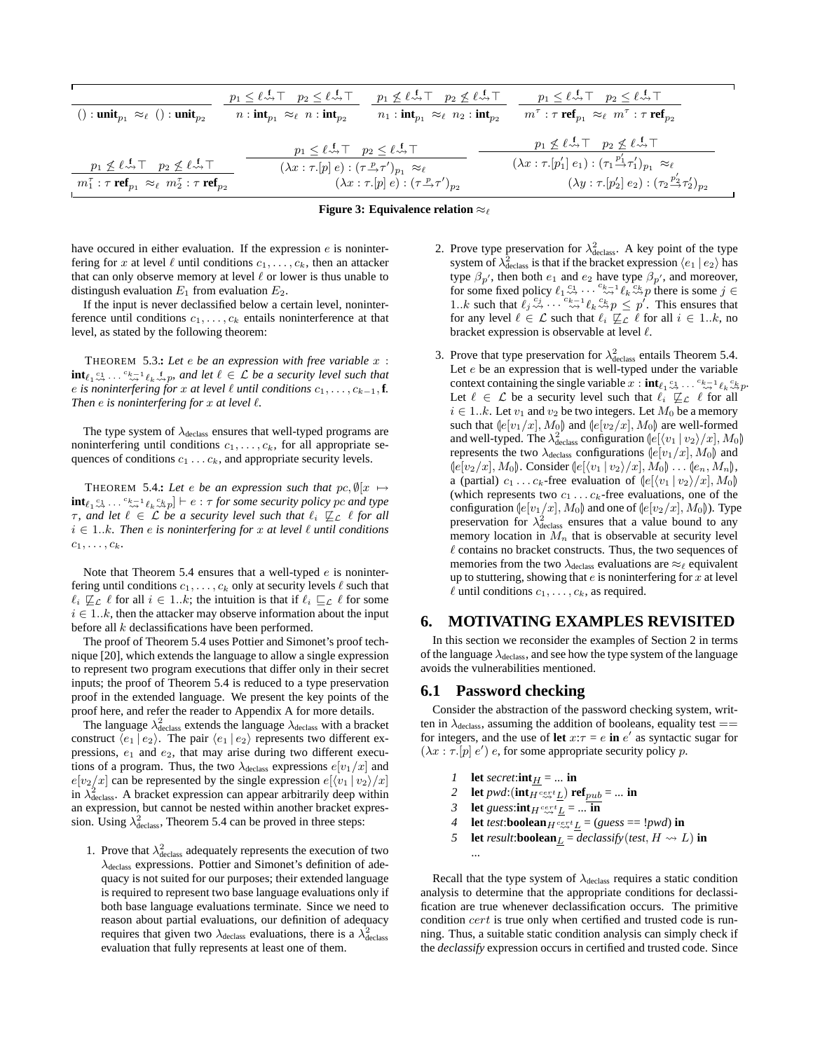$$\frac{}{() : \mathbf{unit}_{p_1} \approx_\ell () : \mathbf{unit}_{p_2}} \quad \frac{p_1 \leq \ell \overset{\mathbf{f}}{\rightsquigarrow} \top \quad p_2 \leq \ell \overset{\mathbf{f}}{\rightsquigarrow} \top}{n : \mathbf{int}_{p_1} \approx_\ell n : \mathbf{int}_{p_2}} \quad \frac{p_1 \not\leq \ell \overset{\mathbf{f}}{\rightsquigarrow} \top \quad p_2 \not\leq \ell \overset{\mathbf{f}}{\rightsquigarrow} \top}{n_1 : \mathbf{int}_{p_1} \approx_\ell n_2 : \mathbf{int}_{p_2}} \quad \frac{p_1 \leq \ell \overset{\mathbf{f}}{\rightsquigarrow} \top \quad p_2 \leq \ell \overset{\mathbf{f}}{\rightsquigarrow} \top}{m^\tau : \tau\ \mathbf{ref}_{p_1} \approx_\ell m^\tau : \tau\ \mathbf{ref}_{p_2}}$$

$$\frac{p_1 \not\leq \ell \overset{\mathbf{f}}{\rightsquigarrow} \top \quad p_2 \not\leq \ell \overset{\mathbf{f}}{\rightsquigarrow} \top}{m_1^\tau : \tau\ \mathbf{ref}_{p_1} \approx_\ell m_2^\tau : \tau\ \mathbf{ref}_{p_2}} \quad \frac{p_1 \leq \ell \overset{\mathbf{f}}{\rightsquigarrow} \top \quad p_2 \leq \ell \overset{\mathbf{f}}{\rightsquigarrow} \top}{(\lambda x : \tau.[p]\ e) : (\tau \overset{p}{\rightarrow} \tau')_{p_1} \approx_\ell (\lambda x : \tau.[p]\ e) : (\tau \overset{p}{\rightarrow} \tau')_{p_2}} \quad \frac{p_1 \not\leq \ell \overset{\mathbf{f}}{\rightsquigarrow} \top \quad p_2 \not\leq \ell \overset{\mathbf{f}}{\rightsquigarrow} \top}{(\lambda x : \tau.[p_1']\ e_1) : (\tau_1 \overset{p_1'}{\rightarrow} \tau_1')_{p_1} \approx_\ell (\lambda y : \tau.[p_2']\ e_2) : (\tau_2 \overset{p_2'}{\rightarrow} \tau_2')_{p_2}}$$

**Figure 3: Equivalence relation $\approx_\ell$**

have occured in either evaluation. If the expression $e$ is noninterfering for $x$ at level $\ell$ until conditions $c_1, \ldots, c_k$, then an attacker that can only observe memory at level $\ell$ or lower is thus unable to distingush evaluation $E_1$ from evaluation $E_2$.

If the input is never declassified below a certain level, noninterference until conditions $c_1, \ldots, c_k$ entails noninterference at that level, as stated by the following theorem:

THEOREM 5.3.: *Let $e$ be an expression with free variable $x$ : $\mathbf{int}_{\ell_1 \overset{c_1}{\rightsquigarrow} \cdots \overset{c_{k-1}}{\rightsquigarrow} \ell_k \overset{\mathbf{f}}{\rightsquigarrow} p}$, and let $\ell \in \mathcal{L}$ be a security level such that $e$ is noninterfering for $x$ at level $\ell$ until conditions $c_1, \ldots, c_{k-1}, \mathbf{f}$. Then $e$ is noninterfering for $x$ at level $\ell$.*

The type system of $\lambda_{\text{declass}}$ ensures that well-typed programs are noninterfering until conditions $c_1, \ldots, c_k$, for all appropriate sequences of conditions $c_1 \ldots c_k$, and appropriate security levels.

THEOREM 5.4.: *Let $e$ be an expression such that $pc, \emptyset[x \mapsto \mathbf{int}_{\ell_1 \overset{c_1}{\rightsquigarrow} \cdots \overset{c_{k-1}}{\rightsquigarrow} \ell_k \overset{c_k}{\rightsquigarrow} p}] \vdash e : \tau$ for some security policy $pc$ and type $\tau$, and let $\ell \in \mathcal{L}$ be a security level such that $\ell_i \not\sqsubseteq_{\mathcal{L}} \ell$ for all $i \in 1..k$. Then $e$ is noninterfering for $x$ at level $\ell$ until conditions $c_1, \ldots, c_k$.*

Note that Theorem 5.4 ensures that a well-typed $e$ is noninterfering until conditions $c_1, \ldots, c_k$ only at security levels $\ell$ such that $\ell_i \not\sqsubseteq_{\mathcal{L}} \ell$ for all $i \in 1..k$; the intuition is that if $\ell_i \sqsubseteq_{\mathcal{L}} \ell$ for some $i \in 1..k$, then the attacker may observe information about the input before all $k$ declassifications have been performed.

The proof of Theorem 5.4 uses Pottier and Simonet's proof technique [20], which extends the language to allow a single expression to represent two program executions that differ only in their secret inputs; the proof of Theorem 5.4 is reduced to a type preservation proof in the extended language. We present the key points of the proof here, and refer the reader to Appendix A for more details.

The language $\lambda^2_{\text{declass}}$ extends the language $\lambda_{\text{declass}}$ with a bracket construct $\langle e_1 \mid e_2 \rangle$. The pair $\langle e_1 \mid e_2 \rangle$ represents two different expressions, $e_1$ and $e_2$, that may arise during two different executions of a program. Thus, the two $\lambda_{\text{declass}}$ expressions $e[v_1/x]$ and $e[v_2/x]$ can be represented by the single expression $e[\langle v_1 \mid v_2 \rangle/x]$ in $\lambda^2_{\text{declass}}$. A bracket expression can appear arbitrarily deep within an expression, but cannot be nested within another bracket expression. Using $\lambda^2_{\text{declass}}$, Theorem 5.4 can be proved in three steps:

1. Prove that $\lambda^2_{\text{declass}}$ adequately represents the execution of two $\lambda_{\text{declass}}$ expressions. Pottier and Simonet's definition of adequacy is not suited for our purposes; their extended language is required to represent two base language evaluations only if both base language evaluations terminate. Since we need to reason about partial evaluations, our definition of adequacy requires that given two $\lambda_{\text{declass}}$ evaluations, there is a $\lambda^2_{\text{declass}}$ evaluation that fully represents at least one of them.
2. Prove type preservation for $\lambda^2_{\text{declass}}$. A key point of the type system of $\lambda^2_{\text{declass}}$ is that if the bracket expression $\langle e_1 \mid e_2 \rangle$ has type $\beta_{p'}$, then both $e_1$ and $e_2$ have type $\beta_{p'}$, and moreover, for some fixed policy $\ell_1 \overset{c_1}{\rightsquigarrow} \cdots \overset{c_{k-1}}{\rightsquigarrow} \ell_k \overset{c_k}{\rightsquigarrow} p$ there is some $j \in 1..k$ such that $\ell_j \overset{c_j}{\rightsquigarrow} \cdots \overset{c_{k-1}}{\rightsquigarrow} \ell_k \overset{c_k}{\rightsquigarrow} p \leq p'$. This ensures that for any level $\ell \in \mathcal{L}$ such that $\ell_i \not\sqsubseteq_{\mathcal{L}} \ell$ for all $i \in 1..k$, no bracket expression is observable at level $\ell$.
3. Prove that type preservation for $\lambda^2_{\text{declass}}$ entails Theorem 5.4. Let $e$ be an expression that is well-typed under the variable context containing the single variable $x : \mathbf{int}_{\ell_1 \overset{c_1}{\rightsquigarrow} \cdots \overset{c_{k-1}}{\rightsquigarrow} \ell_k \overset{c_k}{\rightsquigarrow} p}$. Let $\ell \in \mathcal{L}$ be a security level such that $\ell_i \not\sqsubseteq_{\mathcal{L}} \ell$ for all $i \in 1..k$. Let $v_1$ and $v_2$ be two integers. Let $M_0$ be a memory such that $(\!| e[v_1/x], M_0 |\!)$ and $(\!| e[v_2/x], M_0 |\!)$ are well-formed and well-typed. The $\lambda^2_{\text{declass}}$ configuration $(\!| e[\langle v_1 \mid v_2 \rangle/x], M_0 |\!)$ represents the two $\lambda_{\text{declass}}$ configurations $(\!| e[v_1/x], M_0 |\!)$ and $(\!| e[v_2/x], M_0 |\!)$. Consider $(\!| e[\langle v_1 \mid v_2 \rangle/x], M_0 |\!) \ldots (\!| e_n, M_n |\!)$, a (partial) $c_1 \ldots c_k$-free evaluation of $(\!| e[\langle v_1 \mid v_2 \rangle/x], M_0 |\!)$ (which represents two $c_1 \ldots c_k$-free evaluations, one of the configuration $(\!| e[v_1/x], M_0 |\!)$ and one of $(\!| e[v_2/x], M_0 |\!)$). Type preservation for $\lambda^2_{\text{declass}}$ ensures that a value bound to any memory location in $M_n$ that is observable at security level $\ell$ contains no bracket constructs. Thus, the two sequences of memories from the two $\lambda_{\text{declass}}$ evaluations are $\approx_\ell$ equivalent up to stuttering, showing that $e$ is noninterfering for $x$ at level $\ell$ until conditions $c_1, \ldots, c_k$, as required.

# 6. MOTIVATING EXAMPLES REVISITED

In this section we reconsider the examples of Section 2 in terms of the language $\lambda_{\text{declass}}$, and see how the type system of the language avoids the vulnerabilities mentioned.

## 6.1 Password checking

Consider the abstraction of the password checking system, written in $\lambda_{\text{declass}}$, assuming the addition of booleans, equality test $==$ for integers, and the use of **let** $x{:}\tau = e$ **in** $e'$ as syntactic sugar for $(\lambda x : \tau.[p]\ e')\ e$, for some appropriate security policy $p$.

1 **let** *secret*:$\mathbf{int}_{\underline{H}}$ = ... **in**
2 **let** *pwd*:$(\mathbf{int}_{H \overset{cert}{\rightsquigarrow} \underline{L}})\ \mathbf{ref}_{\underline{pub}}$ = ... **in**
3 **let** *guess*:$\mathbf{int}_{H \overset{cert}{\rightsquigarrow} \underline{L}}$ = ... **in**
4 **let** *test*:$\mathbf{boolean}_{H \overset{cert}{\rightsquigarrow} \underline{L}}$ = (*guess* == !*pwd*) **in**
5 **let** *result*:$\mathbf{boolean}_{\underline{L}}$ = *declassify*(*test*, $H \rightsquigarrow L$) **in**
...

Recall that the type system of $\lambda_{\text{declass}}$ requires a static condition analysis to determine that the appropriate conditions for declassification are true whenever declassification occurs. The primitive condition $cert$ is true only when certified and trusted code is running. Thus, a suitable static condition analysis can simply check if the *declassify* expression occurs in certified and trusted code. Since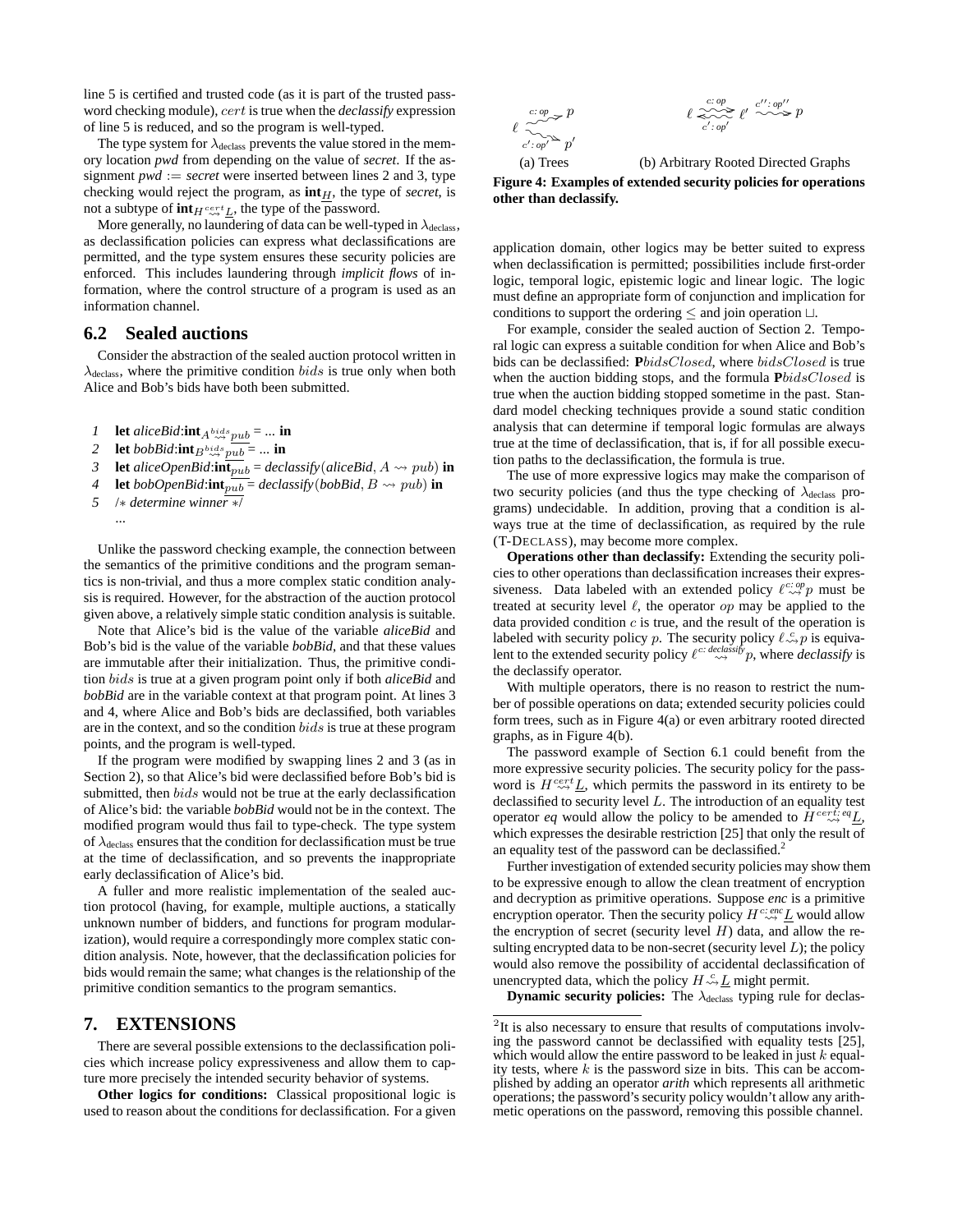line 5 is certified and trusted code (as it is part of the trusted password checking module), $cert$ is true when the *declassify* expression of line 5 is reduced, and so the program is well-typed.

The type system for $\lambda_{\text{declass}}$ prevents the value stored in the memory location *pwd* from depending on the value of *secret*. If the assignment *pwd* $:=$ *secret* were inserted between lines 2 and 3, type checking would reject the program, as $\mathbf{int}_{\underline{H}}$, the type of *secret*, is not a subtype of $\mathbf{int}_{\underline{H \overset{cert}{\leadsto} \underline{L}}}$, the type of the password.

More generally, no laundering of data can be well-typed in $\lambda_{\text{declass}}$, as declassification policies can express what declassifications are permitted, and the type system ensures these security policies are enforced. This includes laundering through *implicit flows* of information, where the control structure of a program is used as an information channel.

## 6.2 Sealed auctions

Consider the abstraction of the sealed auction protocol written in $\lambda_{\text{declass}}$, where the primitive condition $bids$ is true only when both Alice and Bob's bids have both been submitted.

```
1  let aliceBid:int_{A ~bids~> pub} = ... in
2  let bobBid:int_{B ~bids~> pub} = ... in
3  let aliceOpenBid:int_{pub} = declassify(aliceBid, A ~> pub) in
4  let bobOpenBid:int_{pub} = declassify(bobBid, B ~> pub) in
5  /* determine winner */
   ...
```

Unlike the password checking example, the connection between the semantics of the primitive conditions and the program semantics is non-trivial, and thus a more complex static condition analysis is required. However, for the abstraction of the auction protocol given above, a relatively simple static condition analysis is suitable.

Note that Alice's bid is the value of the variable *aliceBid* and Bob's bid is the value of the variable *bobBid*, and that these values are immutable after their initialization. Thus, the primitive condition $bids$ is true at a given program point only if both *aliceBid* and *bobBid* are in the variable context at that program point. At lines 3 and 4, where Alice and Bob's bids are declassified, both variables are in the context, and so the condition $bids$ is true at these program points, and the program is well-typed.

If the program were modified by swapping lines 2 and 3 (as in Section 2), so that Alice's bid were declassified before Bob's bid is submitted, then $bids$ would not be true at the early declassification of Alice's bid: the variable *bobBid* would not be in the context. The modified program would thus fail to type-check. The type system of $\lambda_{\text{declass}}$ ensures that the condition for declassification must be true at the time of declassification, and so prevents the inappropriate early declassification of Alice's bid.

A fuller and more realistic implementation of the sealed auction protocol (having, for example, multiple auctions, a statically unknown number of bidders, and functions for program modularization), would require a correspondingly more complex static condition analysis. Note, however, that the declassification policies for bids would remain the same; what changes is the relationship of the primitive condition semantics to the program semantics.

# 7. EXTENSIONS

There are several possible extensions to the declassification policies which increase policy expressiveness and allow them to capture more precisely the intended security behavior of systems.

**Other logics for conditions:** Classical propositional logic is used to reason about the conditions for declassification. For a given application domain, other logics may be better suited to express when declassification is permitted; possibilities include first-order logic, temporal logic, epistemic logic and linear logic. The logic must define an appropriate form of conjunction and implication for conditions to support the ordering $\leq$ and join operation $\sqcup$.

For example, consider the sealed auction of Section 2. Temporal logic can express a suitable condition for when Alice and Bob's bids can be declassified: $\mathbf{P}bidsClosed$, where $bidsClosed$ is true when the auction bidding stops, and the formula $\mathbf{P}bidsClosed$ is true when the auction bidding stopped sometime in the past. Standard model checking techniques provide a sound static condition analysis that can determine if temporal logic formulas are always true at the time of declassification, that is, if for all possible execution paths to the declassification, the formula is true.

The use of more expressive logics may make the comparison of two security policies (and thus the type checking of $\lambda_{\text{declass}}$ programs) undecidable. In addition, proving that a condition is always true at the time of declassification, as required by the rule (T-DECLASS), may become more complex.

**Operations other than declassify:** Extending the security policies to other operations than declassification increases their expressiveness. Data labeled with an extended policy $\ell \overset{c:\,op}{\leadsto} p$ must be treated at security level $\ell$, the operator $op$ may be applied to the data provided condition $c$ is true, and the result of the operation is labeled with security policy $p$. The security policy $\ell \overset{c}{\leadsto} p$ is equivalent to the extended security policy $\ell \overset{c:\,declassify}{\leadsto} p$, where *declassify* is the declassify operator.

With multiple operators, there is no reason to restrict the number of possible operations on data; extended security policies could form trees, such as in Figure 4(a) or even arbitrary rooted directed graphs, as in Figure 4(b).

(a) Trees (b) Arbitrary Rooted Directed Graphs

**Figure 4: Examples of extended security policies for operations other than declassify.**

The password example of Section 6.1 could benefit from the more expressive security policies. The security policy for the password is $H \overset{cert}{\leadsto} \underline{L}$, which permits the password in its entirety to be declassified to security level $L$. The introduction of an equality test operator *eq* would allow the policy to be amended to $H \overset{cert:\,eq}{\leadsto} \underline{L}$, which expresses the desirable restriction [25] that only the result of an equality test of the password can be declassified.[2]

Further investigation of extended security policies may show them to be expressive enough to allow the clean treatment of encryption and decryption as primitive operations. Suppose *enc* is a primitive encryption operator. Then the security policy $H \overset{c:\,enc}{\leadsto} \underline{L}$ would allow the encryption of secret (security level $H$) data, and allow the resulting encrypted data to be non-secret (security level $L$); the policy would also remove the possibility of accidental declassification of unencrypted data, which the policy $H \overset{c}{\leadsto} \underline{L}$ might permit.

**Dynamic security policies:** The $\lambda_{\text{declass}}$ typing rule for declas-

[2] It is also necessary to ensure that results of computations involving the password cannot be declassified with equality tests [25], which would allow the entire password to be leaked in just $k$ equality tests, where $k$ is the password size in bits. This can be accomplished by adding an operator *arith* which represents all arithmetic operations; the password's security policy wouldn't allow any arithmetic operations on the password, removing this possible channel.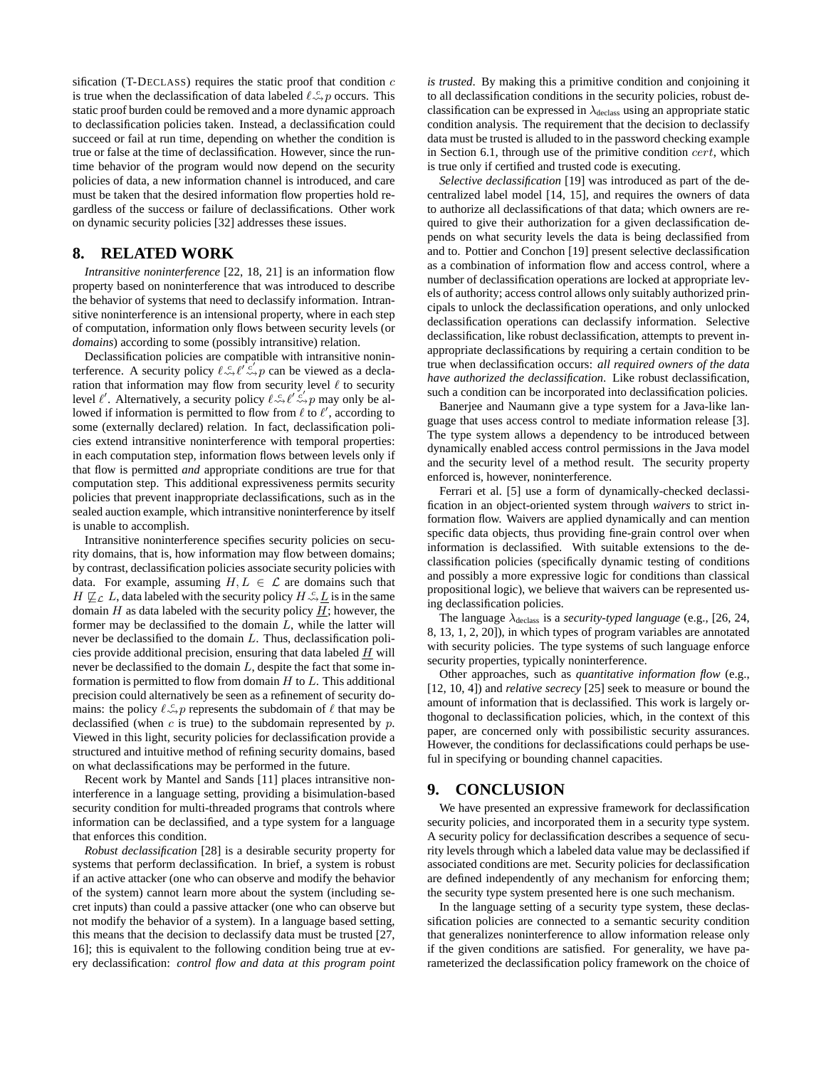sification (T-DECLASS) requires the static proof that condition $c$ is true when the declassification of data labeled $\ell \overset{c}{\rightsquigarrow} p$ occurs. This static proof burden could be removed and a more dynamic approach to declassification policies taken. Instead, a declassification could succeed or fail at run time, depending on whether the condition is true or false at the time of declassification. However, since the run-time behavior of the program would now depend on the security policies of data, a new information channel is introduced, and care must be taken that the desired information flow properties hold regardless of the success or failure of declassifications. Other work on dynamic security policies [32] addresses these issues.

## 8. RELATED WORK

*Intransitive noninterference* [22, 18, 21] is an information flow property based on noninterference that was introduced to describe the behavior of systems that need to declassify information. Intransitive noninterference is an intensional property, where in each step of computation, information only flows between security levels (or *domains*) according to some (possibly intransitive) relation.

Declassification policies are compatible with intransitive noninterference. A security policy $\ell \overset{c}{\rightsquigarrow} \ell' \overset{c'}{\rightsquigarrow} p$ can be viewed as a declaration that information may flow from security level $\ell$ to security level $\ell'$. Alternatively, a security policy $\ell \overset{c}{\rightsquigarrow} \ell' \overset{c'}{\rightsquigarrow} p$ may only be allowed if information is permitted to flow from $\ell$ to $\ell'$, according to some (externally declared) relation. In fact, declassification policies extend intransitive noninterference with temporal properties: in each computation step, information flows between levels only if that flow is permitted *and* appropriate conditions are true for that computation step. This additional expressiveness permits security policies that prevent inappropriate declassifications, such as in the sealed auction example, which intransitive noninterference by itself is unable to accomplish.

Intransitive noninterference specifies security policies on security domains, that is, how information may flow between domains; by contrast, declassification policies associate security policies with data. For example, assuming $H, L \in \mathcal{L}$ are domains such that $H \not\sqsubseteq_{\mathcal{L}} L$, data labeled with the security policy $H \overset{c}{\rightsquigarrow} \underline{L}$ is in the same domain $H$ as data labeled with the security policy $\underline{H}$; however, the former may be declassified to the domain $L$, while the latter will never be declassified to the domain $L$. Thus, declassification policies provide additional precision, ensuring that data labeled $\underline{H}$ will never be declassified to the domain $L$, despite the fact that some information is permitted to flow from domain $H$ to $L$. This additional precision could alternatively be seen as a refinement of security domains: the policy $\ell \overset{c}{\rightsquigarrow} p$ represents the subdomain of $\ell$ that may be declassified (when $c$ is true) to the subdomain represented by $p$. Viewed in this light, security policies for declassification provide a structured and intuitive method of refining security domains, based on what declassifications may be performed in the future.

Recent work by Mantel and Sands [11] places intransitive noninterference in a language setting, providing a bisimulation-based security condition for multi-threaded programs that controls where information can be declassified, and a type system for a language that enforces this condition.

*Robust declassification* [28] is a desirable security property for systems that perform declassification. In brief, a system is robust if an active attacker (one who can observe and modify the behavior of the system) cannot learn more about the system (including secret inputs) than could a passive attacker (one who can observe but not modify the behavior of a system). In a language based setting, this means that the decision to declassify data must be trusted [27, 16]; this is equivalent to the following condition being true at every declassification: *control flow and data at this program point is trusted*. By making this a primitive condition and conjoining it to all declassification conditions in the security policies, robust declassification can be expressed in $\lambda_{\text{declass}}$ using an appropriate static condition analysis. The requirement that the decision to declassify data must be trusted is alluded to in the password checking example in Section 6.1, through use of the primitive condition $cert$, which is true only if certified and trusted code is executing.

*Selective declassification* [19] was introduced as part of the decentralized label model [14, 15], and requires the owners of data to authorize all declassifications of that data; which owners are required to give their authorization for a given declassification depends on what security levels the data is being declassified from and to. Pottier and Conchon [19] present selective declassification as a combination of information flow and access control, where a number of declassification operations are locked at appropriate levels of authority; access control allows only suitably authorized principals to unlock the declassification operations, and only unlocked declassification operations can declassify information. Selective declassification, like robust declassification, attempts to prevent inappropriate declassifications by requiring a certain condition to be true when declassification occurs: *all required owners of the data have authorized the declassification*. Like robust declassification, such a condition can be incorporated into declassification policies.

Banerjee and Naumann give a type system for a Java-like language that uses access control to mediate information release [3]. The type system allows a dependency to be introduced between dynamically enabled access control permissions in the Java model and the security level of a method result. The security property enforced is, however, noninterference.

Ferrari et al. [5] use a form of dynamically-checked declassification in an object-oriented system through *waivers* to strict information flow. Waivers are applied dynamically and can mention specific data objects, thus providing fine-grain control over when information is declassified. With suitable extensions to the declassification policies (specifically dynamic testing of conditions and possibly a more expressive logic for conditions than classical propositional logic), we believe that waivers can be represented using declassification policies.

The language $\lambda_{\text{declass}}$ is a *security-typed language* (e.g., [26, 24, 8, 13, 1, 2, 20]), in which types of program variables are annotated with security policies. The type systems of such language enforce security properties, typically noninterference.

Other approaches, such as *quantitative information flow* (e.g., [12, 10, 4]) and *relative secrecy* [25] seek to measure or bound the amount of information that is declassified. This work is largely orthogonal to declassification policies, which, in the context of this paper, are concerned only with possibilistic security assurances. However, the conditions for declassifications could perhaps be useful in specifying or bounding channel capacities.

## 9. CONCLUSION

We have presented an expressive framework for declassification security policies, and incorporated them in a security type system. A security policy for declassification describes a sequence of security levels through which a labeled data value may be declassified if associated conditions are met. Security policies for declassification are defined independently of any mechanism for enforcing them; the security type system presented here is one such mechanism.

In the language setting of a security type system, these declassification policies are connected to a semantic security condition that generalizes noninterference to allow information release only if the given conditions are satisfied. For generality, we have parameterized the declassification policy framework on the choice of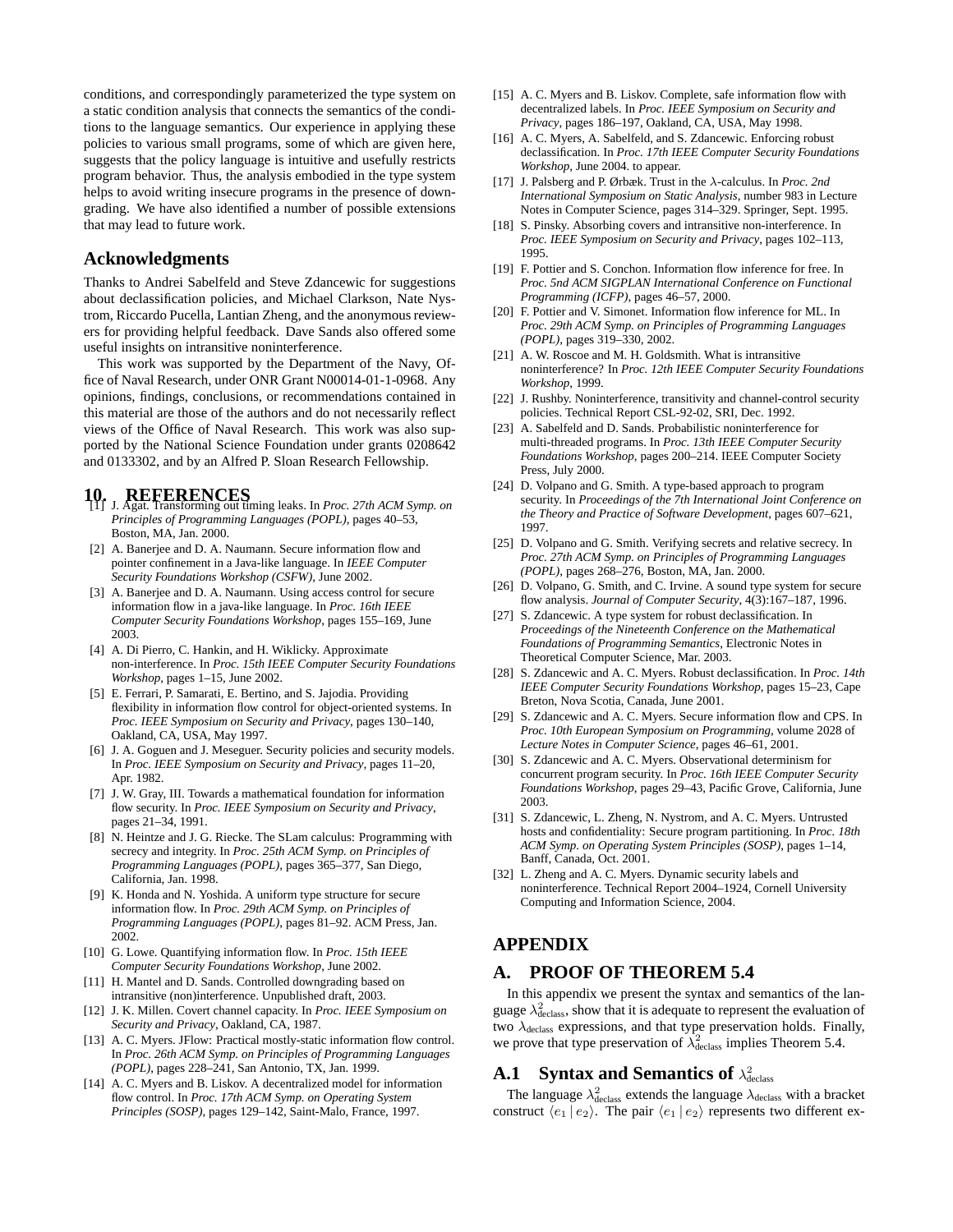conditions, and correspondingly parameterized the type system on a static condition analysis that connects the semantics of the conditions to the language semantics. Our experience in applying these policies to various small programs, some of which are given here, suggests that the policy language is intuitive and usefully restricts program behavior. Thus, the analysis embodied in the type system helps to avoid writing insecure programs in the presence of downgrading. We have also identified a number of possible extensions that may lead to future work.

## Acknowledgments

Thanks to Andrei Sabelfeld and Steve Zdancewic for suggestions about declassification policies, and Michael Clarkson, Nate Nystrom, Riccardo Pucella, Lantian Zheng, and the anonymous reviewers for providing helpful feedback. Dave Sands also offered some useful insights on intransitive noninterference.

This work was supported by the Department of the Navy, Office of Naval Research, under ONR Grant N00014-01-1-0968. Any opinions, findings, conclusions, or recommendations contained in this material are those of the authors and do not necessarily reflect views of the Office of Naval Research. This work was also supported by the National Science Foundation under grants 0208642 and 0133302, and by an Alfred P. Sloan Research Fellowship.

# 10. REFERENCES

[1] J. Agat. Transforming out timing leaks. In *Proc. 27th ACM Symp. on Principles of Programming Languages (POPL)*, pages 40–53, Boston, MA, Jan. 2000.

[2] A. Banerjee and D. A. Naumann. Secure information flow and pointer confinement in a Java-like language. In *IEEE Computer Security Foundations Workshop (CSFW)*, June 2002.

[3] A. Banerjee and D. A. Naumann. Using access control for secure information flow in a java-like language. In *Proc. 16th IEEE Computer Security Foundations Workshop*, pages 155–169, June 2003.

[4] A. Di Pierro, C. Hankin, and H. Wiklicky. Approximate non-interference. In *Proc. 15th IEEE Computer Security Foundations Workshop*, pages 1–15, June 2002.

[5] E. Ferrari, P. Samarati, E. Bertino, and S. Jajodia. Providing flexibility in information flow control for object-oriented systems. In *Proc. IEEE Symposium on Security and Privacy*, pages 130–140, Oakland, CA, USA, May 1997.

[6] J. A. Goguen and J. Meseguer. Security policies and security models. In *Proc. IEEE Symposium on Security and Privacy*, pages 11–20, Apr. 1982.

[7] J. W. Gray, III. Towards a mathematical foundation for information flow security. In *Proc. IEEE Symposium on Security and Privacy*, pages 21–34, 1991.

[8] N. Heintze and J. G. Riecke. The SLam calculus: Programming with secrecy and integrity. In *Proc. 25th ACM Symp. on Principles of Programming Languages (POPL)*, pages 365–377, San Diego, California, Jan. 1998.

[9] K. Honda and N. Yoshida. A uniform type structure for secure information flow. In *Proc. 29th ACM Symp. on Principles of Programming Languages (POPL)*, pages 81–92. ACM Press, Jan. 2002.

[10] G. Lowe. Quantifying information flow. In *Proc. 15th IEEE Computer Security Foundations Workshop*, June 2002.

[11] H. Mantel and D. Sands. Controlled downgrading based on intransitive (non)interference. Unpublished draft, 2003.

[12] J. K. Millen. Covert channel capacity. In *Proc. IEEE Symposium on Security and Privacy*, Oakland, CA, 1987.

[13] A. C. Myers. JFlow: Practical mostly-static information flow control. In *Proc. 26th ACM Symp. on Principles of Programming Languages (POPL)*, pages 228–241, San Antonio, TX, Jan. 1999.

[14] A. C. Myers and B. Liskov. A decentralized model for information flow control. In *Proc. 17th ACM Symp. on Operating System Principles (SOSP)*, pages 129–142, Saint-Malo, France, 1997.

[15] A. C. Myers and B. Liskov. Complete, safe information flow with decentralized labels. In *Proc. IEEE Symposium on Security and Privacy*, pages 186–197, Oakland, CA, USA, May 1998.

[16] A. C. Myers, A. Sabelfeld, and S. Zdancewic. Enforcing robust declassification. In *Proc. 17th IEEE Computer Security Foundations Workshop*, June 2004. to appear.

[17] J. Palsberg and P. Ørbæk. Trust in the λ-calculus. In *Proc. 2nd International Symposium on Static Analysis*, number 983 in Lecture Notes in Computer Science, pages 314–329. Springer, Sept. 1995.

[18] S. Pinsky. Absorbing covers and intransitive non-interference. In *Proc. IEEE Symposium on Security and Privacy*, pages 102–113, 1995.

[19] F. Pottier and S. Conchon. Information flow inference for free. In *Proc. 5nd ACM SIGPLAN International Conference on Functional Programming (ICFP)*, pages 46–57, 2000.

[20] F. Pottier and V. Simonet. Information flow inference for ML. In *Proc. 29th ACM Symp. on Principles of Programming Languages (POPL)*, pages 319–330, 2002.

[21] A. W. Roscoe and M. H. Goldsmith. What is intransitive noninterference? In *Proc. 12th IEEE Computer Security Foundations Workshop*, 1999.

[22] J. Rushby. Noninterference, transitivity and channel-control security policies. Technical Report CSL-92-02, SRI, Dec. 1992.

[23] A. Sabelfeld and D. Sands. Probabilistic noninterference for multi-threaded programs. In *Proc. 13th IEEE Computer Security Foundations Workshop*, pages 200–214. IEEE Computer Society Press, July 2000.

[24] D. Volpano and G. Smith. A type-based approach to program security. In *Proceedings of the 7th International Joint Conference on the Theory and Practice of Software Development*, pages 607–621, 1997.

[25] D. Volpano and G. Smith. Verifying secrets and relative secrecy. In *Proc. 27th ACM Symp. on Principles of Programming Languages (POPL)*, pages 268–276, Boston, MA, Jan. 2000.

[26] D. Volpano, G. Smith, and C. Irvine. A sound type system for secure flow analysis. *Journal of Computer Security*, 4(3):167–187, 1996.

[27] S. Zdancewic. A type system for robust declassification. In *Proceedings of the Nineteenth Conference on the Mathematical Foundations of Programming Semantics*, Electronic Notes in Theoretical Computer Science, Mar. 2003.

[28] S. Zdancewic and A. C. Myers. Robust declassification. In *Proc. 14th IEEE Computer Security Foundations Workshop*, pages 15–23, Cape Breton, Nova Scotia, Canada, June 2001.

[29] S. Zdancewic and A. C. Myers. Secure information flow and CPS. In *Proc. 10th European Symposium on Programming*, volume 2028 of *Lecture Notes in Computer Science*, pages 46–61, 2001.

[30] S. Zdancewic and A. C. Myers. Observational determinism for concurrent program security. In *Proc. 16th IEEE Computer Security Foundations Workshop*, pages 29–43, Pacific Grove, California, June 2003.

[31] S. Zdancewic, L. Zheng, N. Nystrom, and A. C. Myers. Untrusted hosts and confidentiality: Secure program partitioning. In *Proc. 18th ACM Symp. on Operating System Principles (SOSP)*, pages 1–14, Banff, Canada, Oct. 2001.

[32] L. Zheng and A. C. Myers. Dynamic security labels and noninterference. Technical Report 2004–1924, Cornell University Computing and Information Science, 2004.

# APPENDIX

# A. PROOF OF THEOREM 5.4

In this appendix we present the syntax and semantics of the language $\lambda^2_{\text{declass}}$, show that it is adequate to represent the evaluation of two $\lambda_{\text{declass}}$ expressions, and that type preservation holds. Finally, we prove that type preservation of $\lambda^2_{\text{declass}}$ implies Theorem 5.4.

## A.1 Syntax and Semantics of $\lambda^2_{\text{declass}}$

The language $\lambda^2_{\text{declass}}$ extends the language $\lambda_{\text{declass}}$ with a bracket construct $\langle e_1 \,|\, e_2 \rangle$. The pair $\langle e_1 \,|\, e_2 \rangle$ represents two different ex-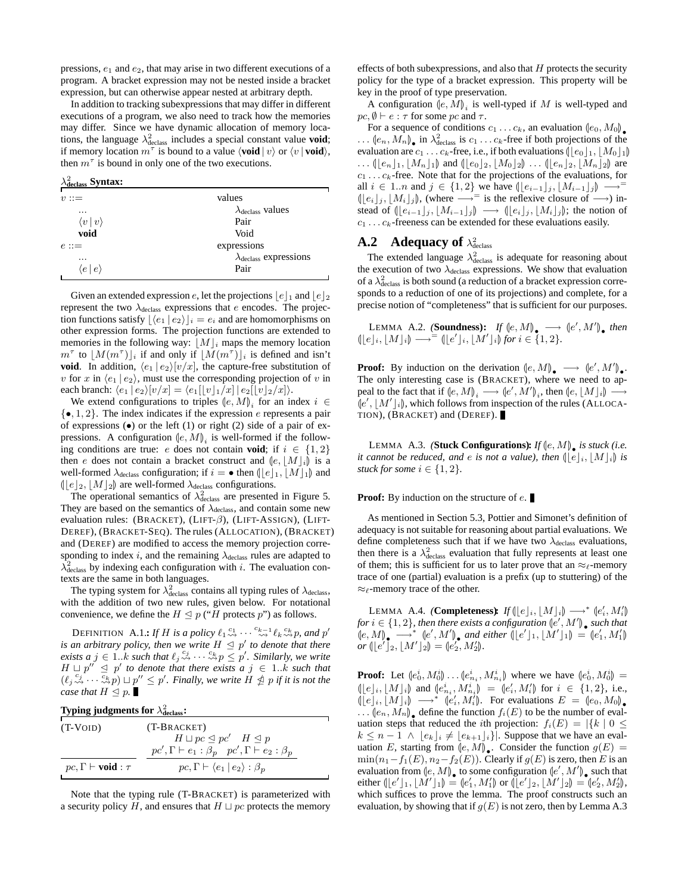pressions, $e_1$ and $e_2$, that may arise in two different executions of a program. A bracket expression may not be nested inside a bracket expression, but can otherwise appear nested at arbitrary depth.

In addition to tracking subexpressions that may differ in different executions of a program, we also need to track how the memories may differ. Since we have dynamic allocation of memory locations, the language $\lambda^2_{\text{declass}}$ includes a special constant value **void**; if memory location $m^\tau$ is bound to a value $\langle \textbf{void} \mid v \rangle$ or $\langle v \mid \textbf{void} \rangle$, then $m^\tau$ is bound in only one of the two executions.

**$\lambda^2_{\text{declass}}$ Syntax:**

| | |
|---|---|
| $v ::=$ | values |
| $\dots$ | $\lambda_{\text{declass}}$ values |
| $\langle v \mid v \rangle$ | Pair |
| **void** | Void |
| $e ::=$ | expressions |
| $\dots$ | $\lambda_{\text{declass}}$ expressions |
| $\langle e \mid e \rangle$ | Pair |

Given an extended expression $e$, let the projections $\lfloor e \rfloor_1$ and $\lfloor e \rfloor_2$ represent the two $\lambda_{\text{declass}}$ expressions that $e$ encodes. The projection functions satisfy $\lfloor \langle e_1 \mid e_2 \rangle \rfloor_i = e_i$ and are homomorphisms on other expression forms. The projection functions are extended to memories in the following way: $\lfloor M \rfloor_i$ maps the memory location $m^\tau$ to $\lfloor M(m^\tau) \rfloor_i$ if and only if $\lfloor M(m^\tau) \rfloor_i$ is defined and isn't **void**. In addition, $\langle e_1 \mid e_2 \rangle[v/x]$, the capture-free substitution of $v$ for $x$ in $\langle e_1 \mid e_2 \rangle$, must use the corresponding projection of $v$ in each branch: $\langle e_1 \mid e_2 \rangle[v/x] = \langle e_1[\lfloor v \rfloor_1/x] \mid e_2[\lfloor v \rfloor_2/x] \rangle$.

We extend configurations to triples $(\!|e, M|\!)_i$ for an index $i \in \{\bullet, 1, 2\}$. The index indicates if the expression $e$ represents a pair of expressions ($\bullet$) or the left (1) or right (2) side of a pair of expressions. A configuration $(\!|e, M|\!)_i$ is well-formed if the following conditions are true: $e$ does not contain **void**; if $i \in \{1, 2\}$ then $e$ does not contain a bracket construct and $(\!|e, \lfloor M \rfloor_i|\!)$ is a well-formed $\lambda_{\text{declass}}$ configuration; if $i = \bullet$ then $(\!|\lfloor e \rfloor_1, \lfloor M \rfloor_1|\!)$ and $(\!|\lfloor e \rfloor_2, \lfloor M \rfloor_2|\!)$ are well-formed $\lambda_{\text{declass}}$ configurations.

The operational semantics of $\lambda^2_{\text{declass}}$ are presented in Figure 5. They are based on the semantics of $\lambda_{\text{declass}}$, and contain some new evaluation rules: (BRACKET), (LIFT-$\beta$), (LIFT-ASSIGN), (LIFT-DEREF), (BRACKET-SEQ). The rules (ALLOCATION), (BRACKET) and (DEREF) are modified to access the memory projection corresponding to index $i$, and the remaining $\lambda_{\text{declass}}$ rules are adapted to $\lambda^2_{\text{declass}}$ by indexing each configuration with $i$. The evaluation contexts are the same in both languages.

The typing system for $\lambda^2_{\text{declass}}$ contains all typing rules of $\lambda_{\text{declass}}$, with the addition of two new rules, given below. For notational convenience, we define the $H \trianglelefteq p$ ("$H$ protects $p$") as follows.

DEFINITION A.1.: *If $H$ is a policy $\ell_1 \overset{c_1}{\rightsquigarrow} \cdots \overset{c_{k-1}}{\rightsquigarrow} \ell_k \overset{c_k}{\rightsquigarrow} p$, and $p'$ is an arbitrary policy, then we write $H \trianglelefteq p'$ to denote that there exists a $j \in 1..k$ such that $\ell_j \overset{c_j}{\rightsquigarrow} \cdots \overset{c_k}{\rightsquigarrow} p \leq p'$. Similarly, we write $H \sqcup p'' \trianglelefteq p'$ to denote that there exists a $j \in 1..k$ such that $(\ell_j \overset{c_j}{\rightsquigarrow} \cdots \overset{c_k}{\rightsquigarrow} p) \sqcup p'' \leq p'$. Finally, we write $H \not\trianglelefteq p$ if it is not the case that $H \trianglelefteq p$.* ∎

**Typing judgments for $\lambda^2_{\text{declass}}$:**

(T-VOID)
$$\frac{}{pc, \Gamma \vdash \textbf{void} : \tau}$$

(T-BRACKET)
$$\frac{H \sqcup pc \trianglelefteq pc' \quad H \trianglelefteq p \qquad pc', \Gamma \vdash e_1 : \beta_p \quad pc', \Gamma \vdash e_2 : \beta_p}{pc, \Gamma \vdash \langle e_1 \mid e_2 \rangle : \beta_p}$$

Note that the typing rule (T-BRACKET) is parameterized with a security policy $H$, and ensures that $H \sqcup pc$ protects the memory effects of both subexpressions, and also that $H$ protects the security policy for the type of a bracket expression. This property will be key in the proof of type preservation.

A configuration $(\!|e, M|\!)_i$ is well-typed if $M$ is well-typed and $pc, \emptyset \vdash e : \tau$ for some $pc$ and $\tau$.

For a sequence of conditions $c_1 \dots c_k$, an evaluation $(\!|e_0, M_0|\!)_\bullet \dots (\!|e_n, M_n|\!)_\bullet$ in $\lambda^2_{\text{declass}}$ is $c_1 \dots c_k$-free if both projections of the evaluation are $c_1 \dots c_k$-free, i.e., if both evaluations $(\!|\lfloor e_0 \rfloor_1, \lfloor M_0 \rfloor_1|\!) \dots (\!|\lfloor e_n \rfloor_1, \lfloor M_n \rfloor_1|\!)$ and $(\!|\lfloor e_0 \rfloor_2, \lfloor M_0 \rfloor_2|\!) \dots (\!|\lfloor e_n \rfloor_2, \lfloor M_n \rfloor_2|\!)$ are $c_1 \dots c_k$-free. Note that for the projections of the evaluations, for all $i \in 1..n$ and $j \in \{1, 2\}$ we have $(\!|\lfloor e_{i-1} \rfloor_j, \lfloor M_{i-1} \rfloor_j|\!) \longrightarrow^= (\!|\lfloor e_i \rfloor_j, \lfloor M_i \rfloor_j|\!)$, (where $\longrightarrow^=$ is the reflexive closure of $\longrightarrow$) instead of $(\!|\lfloor e_{i-1} \rfloor_j, \lfloor M_{i-1} \rfloor_j|\!) \longrightarrow (\!|\lfloor e_i \rfloor_j, \lfloor M_i \rfloor_j|\!)$; the notion of $c_1 \dots c_k$-freeness can be extended for these evaluations easily.

## A.2 Adequacy of $\lambda^2_{\text{declass}}$

The extended language $\lambda^2_{\text{declass}}$ is adequate for reasoning about the execution of two $\lambda_{\text{declass}}$ expressions. We show that evaluation of a $\lambda^2_{\text{declass}}$ is both sound (a reduction of a bracket expression corresponds to a reduction of one of its projections) and complete, for a precise notion of "completeness" that is sufficient for our purposes.

LEMMA A.2. **(Soundness):** *If $(\!|e, M|\!)_\bullet \longrightarrow (\!|e', M'|\!)_\bullet$ then $(\!|\lfloor e \rfloor_i, \lfloor M \rfloor_i|\!) \longrightarrow^= (\!|\lfloor e' \rfloor_i, \lfloor M' \rfloor_i|\!)$ for $i \in \{1, 2\}$.*

**Proof:** By induction on the derivation $(\!|e, M|\!)_\bullet \longrightarrow (\!|e', M'|\!)_\bullet$. The only interesting case is (BRACKET), where we need to appeal to the fact that if $(\!|e, M|\!)_i \longrightarrow (\!|e', M'|\!)_i$, then $(\!|e, \lfloor M \rfloor_i|\!) \longrightarrow (\!|e', \lfloor M' \rfloor_i|\!)$, which follows from inspection of the rules (ALLOCATION), (BRACKET) and (DEREF). ∎

LEMMA A.3. **(Stuck Configurations):** *If $(\!|e, M|\!)_\bullet$ is stuck (i.e. it cannot be reduced, and $e$ is not a value), then $(\!|\lfloor e \rfloor_i, \lfloor M \rfloor_i|\!)$ is stuck for some $i \in \{1, 2\}$.*

**Proof:** By induction on the structure of $e$. ∎

As mentioned in Section 5.3, Pottier and Simonet's definition of adequacy is not suitable for reasoning about partial evaluations. We define completeness such that if we have two $\lambda_{\text{declass}}$ evaluations, then there is a $\lambda^2_{\text{declass}}$ evaluation that fully represents at least one of them; this is sufficient for us to later prove that an $\approx_\ell$-memory trace of one (partial) evaluation is a prefix (up to stuttering) of the $\approx_\ell$-memory trace of the other.

LEMMA A.4. **(Completeness):** *If $(\!|\lfloor e \rfloor_i, \lfloor M \rfloor_i|\!) \longrightarrow^* (\!|e'_i, M'_i|\!)$ for $i \in \{1, 2\}$, then there exists a configuration $(\!|e', M'|\!)_\bullet$ such that $(\!|e, M|\!)_\bullet \longrightarrow^* (\!|e', M'|\!)_\bullet$ and either $(\!|\lfloor e' \rfloor_1, \lfloor M' \rfloor_1|\!) = (\!|e'_1, M'_1|\!)$ or $(\!|\lfloor e' \rfloor_2, \lfloor M' \rfloor_2|\!) = (\!|e'_2, M'_2|\!)$.*

**Proof:** Let $(\!|e^i_0, M^i_0|\!) \dots (\!|e^i_{n_i}, M^i_{n_i}|\!)$ where we have $(\!|e^i_0, M^i_0|\!) = (\!|\lfloor e \rfloor_i, \lfloor M \rfloor_i|\!)$ and $(\!|e^i_{n_i}, M^i_{n_i}|\!) = (\!|e'_i, M'_i|\!)$ for $i \in \{1, 2\}$, i.e., $(\!|\lfloor e \rfloor_i, \lfloor M \rfloor_i|\!) \longrightarrow^* (\!|e'_i, M'_i|\!)$. For evaluations $E = (\!|e_0, M_0|\!)_\bullet \dots (\!|e_n, M_n|\!)_\bullet$ define the function $f_i(E)$ to be the number of evaluation steps that reduced the $i$th projection: $f_i(E) = |\{k \mid 0 \leq k \leq n-1 \wedge \lfloor e_k \rfloor_i \neq \lfloor e_{k+1} \rfloor_i\}|$. Suppose that we have an evaluation $E$, starting from $(\!|e, M|\!)_\bullet$. Consider the function $g(E) = \min(n_1 - f_1(E), n_2 - f_2(E))$. Clearly if $g(E)$ is zero, then $E$ is an evaluation from $(\!|e, M|\!)_\bullet$ to some configuration $(\!|e', M'|\!)_\bullet$ such that either $(\!|\lfloor e' \rfloor_1, \lfloor M' \rfloor_1|\!) = (\!|e'_1, M'_1|\!)$ or $(\!|\lfloor e' \rfloor_2, \lfloor M' \rfloor_2|\!) = (\!|e'_2, M'_2|\!)$, which suffices to prove the lemma. The proof constructs such an evaluation, by showing that if $g(E)$ is not zero, then by Lemma A.3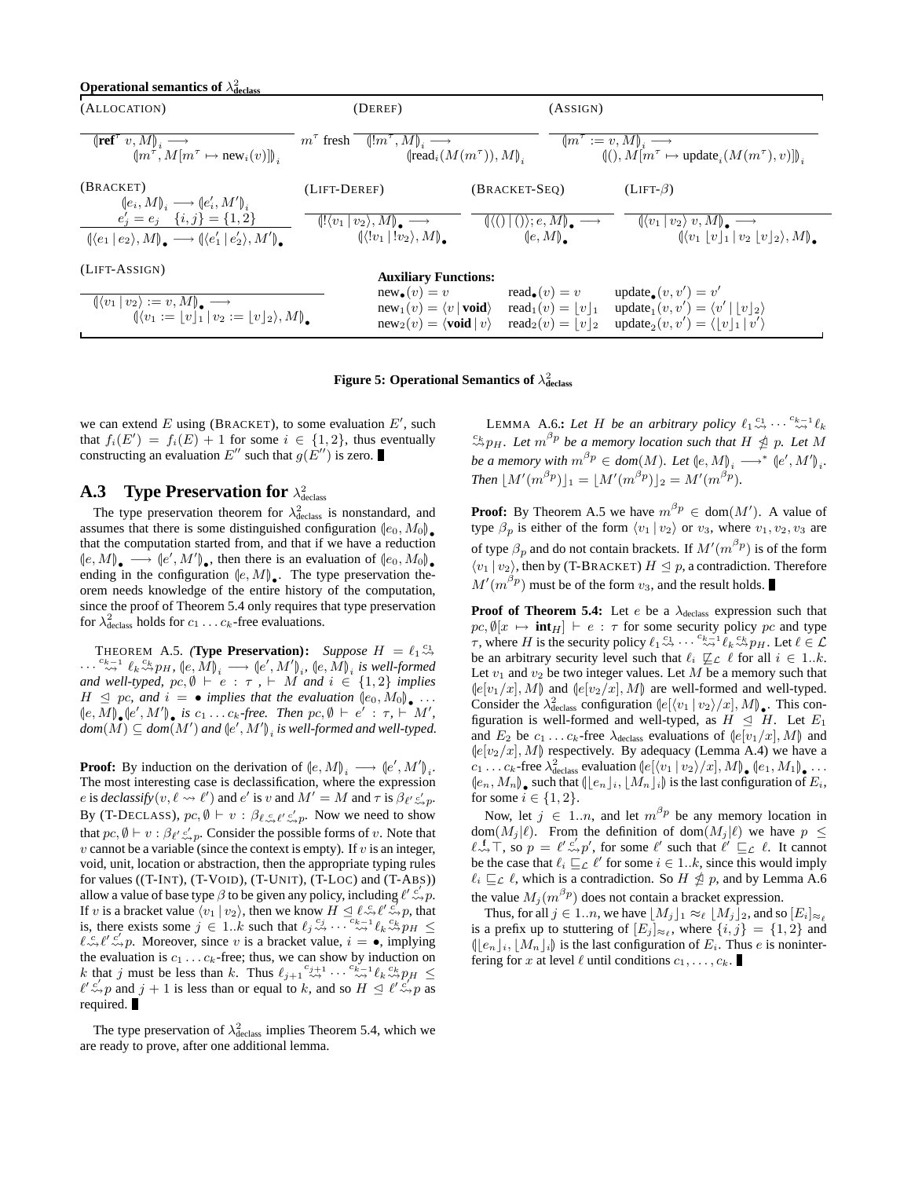**Operational semantics of $\lambda^2_{\text{declass}}$**

(ALLOCATION)

$$\frac{}{(\!|\mathbf{ref}^{\tau}\ v, M|\!)_i \longrightarrow (\!|m^{\tau}, M[m^{\tau} \mapsto \text{new}_i(v)]|\!)_i}\ m^{\tau}\ \text{fresh}$$

(DEREF)

$$\frac{}{(\!|!m^{\tau}, M|\!)_i \longrightarrow (\!|\text{read}_i(M(m^{\tau})), M|\!)_i}$$

(ASSIGN)

$$\frac{}{(\!|m^{\tau} := v, M|\!)_i \longrightarrow (\!|(), M[m^{\tau} \mapsto \text{update}_i(M(m^{\tau}), v)]|\!)_i}$$

(BRACKET)

$$\frac{(\!|e_i, M|\!)_i \longrightarrow (\!|e'_i, M'|\!)_i \quad e'_j = e_j \quad \{i,j\} = \{1,2\}}{(\!|\langle e_1 \mid e_2\rangle, M|\!)_\bullet \longrightarrow (\!|\langle e'_1 \mid e'_2\rangle, M'|\!)_\bullet}$$

(LIFT-DEREF)

$$\frac{}{(\!|!\langle v_1 \mid v_2\rangle, M|\!)_\bullet \longrightarrow (\!|\langle !v_1 \mid !v_2\rangle, M|\!)_\bullet}$$

(BRACKET-SEQ)

$$\frac{}{(\!|\langle () \mid ()\rangle; e, M|\!)_\bullet \longrightarrow (\!|e, M|\!)_\bullet}$$

(LIFT-$\beta$)

$$\frac{}{(\!|\langle v_1 \mid v_2\rangle\ v, M|\!)_\bullet \longrightarrow (\!|\langle v_1\ \lfloor v\rfloor_1 \mid v_2\ \lfloor v\rfloor_2\rangle, M|\!)_\bullet}$$

(LIFT-ASSIGN)

$$\frac{}{(\!|\langle v_1 \mid v_2\rangle := v, M|\!)_\bullet \longrightarrow (\!|\langle v_1 := \lfloor v\rfloor_1 \mid v_2 := \lfloor v\rfloor_2\rangle, M|\!)_\bullet}$$

**Auxiliary Functions:**

$\text{new}_\bullet(v) = v$ &nbsp;&nbsp; $\text{read}_\bullet(v) = v$ &nbsp;&nbsp; $\text{update}_\bullet(v, v') = v'$

$\text{new}_1(v) = \langle v \mid \mathbf{void}\rangle$ &nbsp;&nbsp; $\text{read}_1(v) = \lfloor v\rfloor_1$ &nbsp;&nbsp; $\text{update}_1(v, v') = \langle v' \mid \lfloor v\rfloor_2\rangle$

$\text{new}_2(v) = \langle \mathbf{void} \mid v\rangle$ &nbsp;&nbsp; $\text{read}_2(v) = \lfloor v\rfloor_2$ &nbsp;&nbsp; $\text{update}_2(v, v') = \langle \lfloor v\rfloor_1 \mid v'\rangle$

**Figure 5: Operational Semantics of $\lambda^2_{\text{declass}}$**

we can extend $E$ using (BRACKET), to some evaluation $E'$, such that $f_i(E') = f_i(E) + 1$ for some $i \in \{1, 2\}$, thus eventually constructing an evaluation $E''$ such that $g(E'')$ is zero. ∎

## A.3 Type Preservation for $\lambda^2_{\text{declass}}$

The type preservation theorem for $\lambda^2_{\text{declass}}$ is nonstandard, and assumes that there is some distinguished configuration $(\!|e_0, M_0|\!)_\bullet$ that the computation started from, and that if we have a reduction $(\!|e, M|\!)_\bullet \longrightarrow (\!|e', M'|\!)_\bullet$, then there is an evaluation of $(\!|e_0, M_0|\!)_\bullet$ ending in the configuration $(\!|e, M|\!)_\bullet$. The type preservation theorem needs knowledge of the entire history of the computation, since the proof of Theorem 5.4 only requires that type preservation for $\lambda^2_{\text{declass}}$ holds for $c_1 \ldots c_k$-free evaluations.

THEOREM A.5. **(Type Preservation):** *Suppose $H = \ell_1 \overset{c_1}{\rightsquigarrow} \cdots \overset{c_{k-1}}{\rightsquigarrow} \ell_k \overset{c_k}{\rightsquigarrow} p_H$, $(\!|e, M|\!)_i \longrightarrow (\!|e', M'|\!)_i$, $(\!|e, M|\!)_i$ is well-formed and well-typed, $pc, \emptyset \vdash e : \tau$, $\vdash M$ and $i \in \{1, 2\}$ implies $H \trianglelefteq pc$, and $i = \bullet$ implies that the evaluation $(\!|e_0, M_0|\!)_\bullet \ldots (\!|e, M|\!)_\bullet (\!|e', M'|\!)_\bullet$ is $c_1 \ldots c_k$-free. Then $pc, \emptyset \vdash e' : \tau$, $\vdash M'$, $dom(M) \subseteq dom(M')$ and $(\!|e', M'|\!)_i$ is well-formed and well-typed.*

**Proof:** By induction on the derivation of $(\!|e, M|\!)_i \longrightarrow (\!|e', M'|\!)_i$. The most interesting case is declassification, where the expression $e$ is *declassify*$(v, \ell \rightsquigarrow \ell')$ and $e'$ is $v$ and $M' = M$ and $\tau$ is $\beta_{\ell' \overset{c'}{\rightsquigarrow} p}$. By (T-DECLASS), $pc, \emptyset \vdash v : \beta_{\ell \overset{c}{\rightsquigarrow} \ell' \overset{c'}{\rightsquigarrow} p}$. Now we need to show that $pc, \emptyset \vdash v : \beta_{\ell' \overset{c'}{\rightsquigarrow} p}$. Consider the possible forms of $v$. Note that $v$ cannot be a variable (since the context is empty). If $v$ is an integer, void, unit, location or abstraction, then the appropriate typing rules for values ((T-INT), (T-VOID), (T-UNIT), (T-LOC) and (T-ABS)) allow a value of base type $\beta$ to be given any policy, including $\ell' \overset{c'}{\rightsquigarrow} p$. If $v$ is a bracket value $\langle v_1 \mid v_2\rangle$, then we know $H \trianglelefteq \ell \overset{c}{\rightsquigarrow} \ell' \overset{c'}{\rightsquigarrow} p$, that is, there exists some $j \in 1..k$ such that $\ell_j \overset{c_j}{\rightsquigarrow} \cdots \overset{c_{k-1}}{\rightsquigarrow} \ell_k \overset{c_k}{\rightsquigarrow} p_H \leq \ell \overset{c}{\rightsquigarrow} \ell' \overset{c'}{\rightsquigarrow} p$. Moreover, since $v$ is a bracket value, $i = \bullet$, implying the evaluation is $c_1 \ldots c_k$-free; thus, we can show by induction on $k$ that $j$ must be less than $k$. Thus $\ell_{j+1} \overset{c_{j+1}}{\rightsquigarrow} \cdots \overset{c_{k-1}}{\rightsquigarrow} \ell_k \overset{c_k}{\rightsquigarrow} p_H \leq \ell' \overset{c'}{\rightsquigarrow} p$ and $j+1$ is less than or equal to $k$, and so $H \trianglelefteq \ell' \overset{c'}{\rightsquigarrow} p$ as required. ∎

The type preservation of $\lambda^2_{\text{declass}}$ implies Theorem 5.4, which we are ready to prove, after one additional lemma.

LEMMA A.6.**:** *Let $H$ be an arbitrary policy $\ell_1 \overset{c_1}{\rightsquigarrow} \cdots \overset{c_{k-1}}{\rightsquigarrow} \ell_k \overset{c_k}{\rightsquigarrow} p_H$. Let $m^{\beta p}$ be a memory location such that $H \ntrianglelefteq p$. Let $M$ be a memory with $m^{\beta p} \in dom(M)$. Let $(\!|e, M|\!)_i \longrightarrow^* (\!|e', M'|\!)_i$. Then $\lfloor M'(m^{\beta p})\rfloor_1 = \lfloor M'(m^{\beta p})\rfloor_2 = M'(m^{\beta p})$.*

**Proof:** By Theorem A.5 we have $m^{\beta p} \in \text{dom}(M')$. A value of type $\beta_p$ is either of the form $\langle v_1 \mid v_2\rangle$ or $v_3$, where $v_1, v_2, v_3$ are of type $\beta_p$ and do not contain brackets. If $M'(m^{\beta p})$ is of the form $\langle v_1 \mid v_2\rangle$, then by (T-BRACKET) $H \trianglelefteq p$, a contradiction. Therefore $M'(m^{\beta p})$ must be of the form $v_3$, and the result holds. ∎

**Proof of Theorem 5.4:** Let $e$ be a $\lambda_{\text{declass}}$ expression such that $pc, \emptyset[x \mapsto \mathbf{int}_H] \vdash e : \tau$ for some security policy $pc$ and type $\tau$, where $H$ is the security policy $\ell_1 \overset{c_1}{\rightsquigarrow} \cdots \overset{c_{k-1}}{\rightsquigarrow} \ell_k \overset{c_k}{\rightsquigarrow} p_H$. Let $\ell \in \mathcal{L}$ be an arbitrary security level such that $\ell_i \not\sqsubseteq_{\mathcal{L}} \ell$ for all $i \in 1..k$. Let $v_1$ and $v_2$ be two integer values. Let $M$ be a memory such that $(\!|e[v_1/x], M|\!)$ and $(\!|e[v_2/x], M|\!)$ are well-formed and well-typed. Consider the $\lambda^2_{\text{declass}}$ configuration $(\!|e[\langle v_1 \mid v_2\rangle/x], M|\!)_\bullet$. This configuration is well-formed and well-typed, as $H \trianglelefteq H$. Let $E_1$ and $E_2$ be $c_1 \ldots c_k$-free $\lambda_{\text{declass}}$ evaluations of $(\!|e[v_1/x], M|\!)$ and $(\!|e[v_2/x], M|\!)$ respectively. By adequacy (Lemma A.4) we have a $c_1 \ldots c_k$-free $\lambda^2_{\text{declass}}$ evaluation $(\!|e[\langle v_1 \mid v_2\rangle/x], M|\!)_\bullet (\!|e_1, M_1|\!)_\bullet \ldots (\!|e_n, M_n|\!)_\bullet$ such that $(\!|\lfloor e_n\rfloor_i, \lfloor M_n\rfloor_i|\!)$ is the last configuration of $E_i$, for some $i \in \{1, 2\}$.

Now, let $j \in 1..n$, and let $m^{\beta p}$ be any memory location in $\text{dom}(M_j|\ell)$. From the definition of $\text{dom}(M_j|\ell)$ we have $p \leq \ell \overset{\mathbf{f}}{\rightsquigarrow} \top$, so $p = \ell' \overset{c'}{\rightsquigarrow} p'$, for some $\ell'$ such that $\ell' \sqsubseteq_{\mathcal{L}} \ell$. It cannot be the case that $\ell_i \sqsubseteq_{\mathcal{L}} \ell'$ for some $i \in 1..k$, since this would imply $\ell_i \sqsubseteq_{\mathcal{L}} \ell$, which is a contradiction. So $H \ntrianglelefteq p$, and by Lemma A.6 the value $M_j(m^{\beta p})$ does not contain a bracket expression.

Thus, for all $j \in 1..n$, we have $\lfloor M_j\rfloor_1 \approx_\ell \lfloor M_j\rfloor_2$, and so $[E_i]_{\approx_\ell}$ is a prefix up to stuttering of $[E_j]_{\approx_\ell}$, where $\{i, j\} = \{1, 2\}$ and $(\!|\lfloor e_n\rfloor_i, \lfloor M_n\rfloor_i|\!)$ is the last configuration of $E_i$. Thus $e$ is noninterfering for $x$ at level $\ell$ until conditions $c_1, \ldots, c_k$. ∎